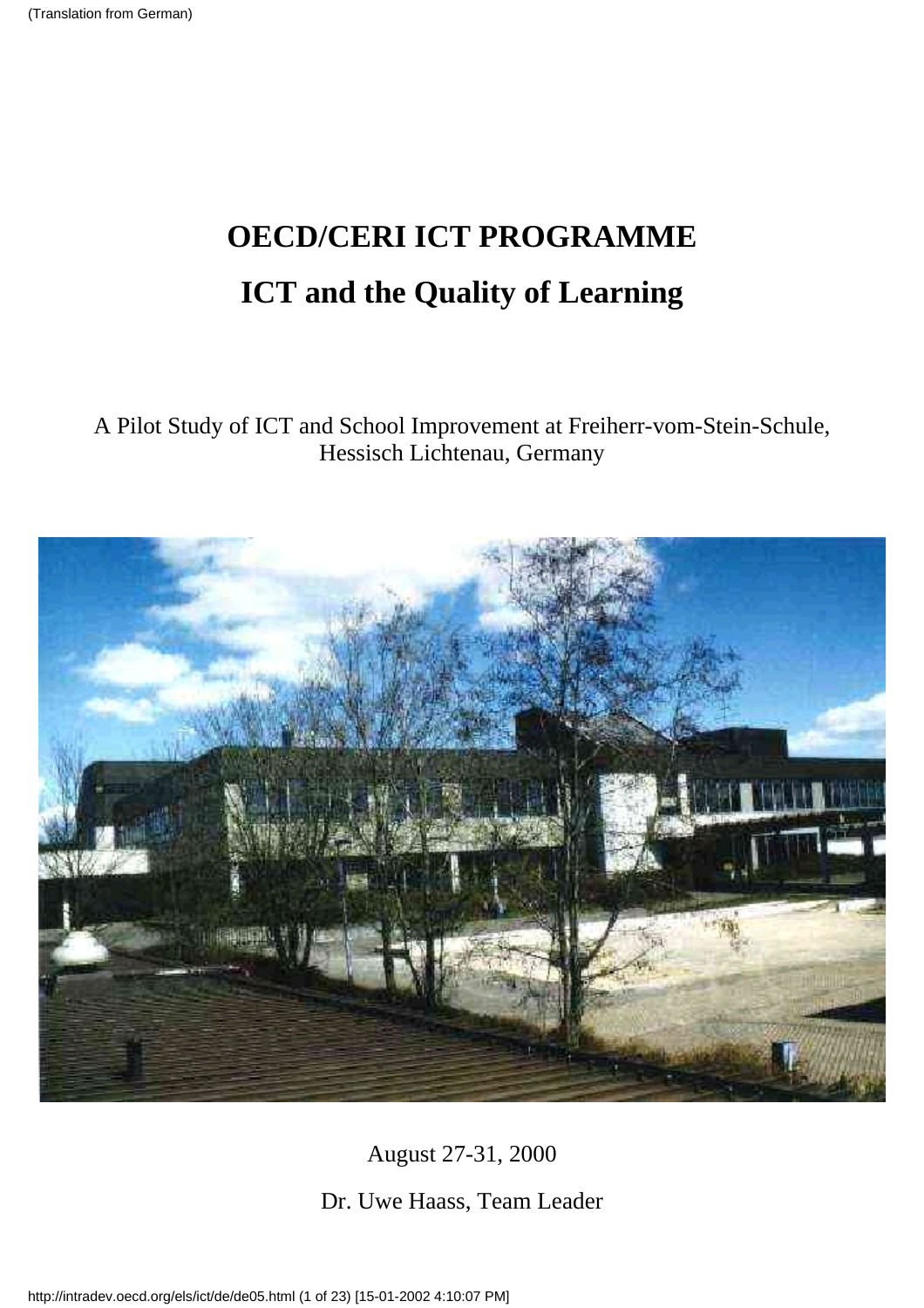(Translation from German)

# OECD/CERI ICT PROGRAMME

# ICT and the Quality of Learning

A Pilot Study of ICT and School Improvement at Freiherr-vom-Stein-Schule, Hessisch Lichtenau, Germany

August 27-31, 2000

Dr. Uwe Haass, Team Leader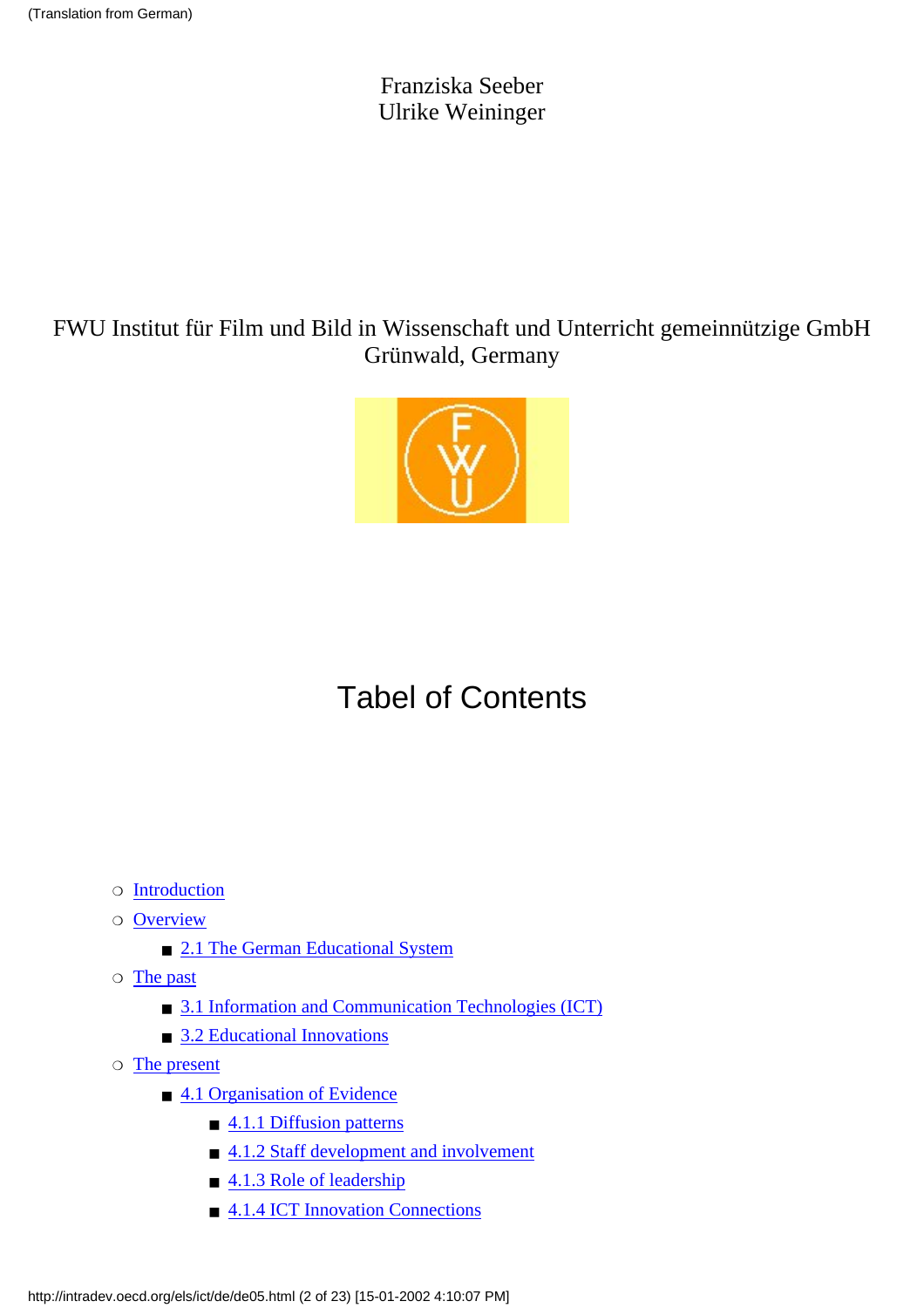(Translation from German)

Franziska Seeber
Ulrike Weininger

FWU Institut für Film und Bild in Wissenschaft und Unterricht gemeinnützige GmbH
Grünwald, Germany

# Tabel of Contents

- Introduction
- Overview
  - 2.1 The German Educational System
- The past
  - 3.1 Information and Communication Technologies (ICT)
  - 3.2 Educational Innovations
- The present
  - 4.1 Organisation of Evidence
    - 4.1.1 Diffusion patterns
    - 4.1.2 Staff development and involvement
    - 4.1.3 Role of leadership
    - 4.1.4 ICT Innovation Connections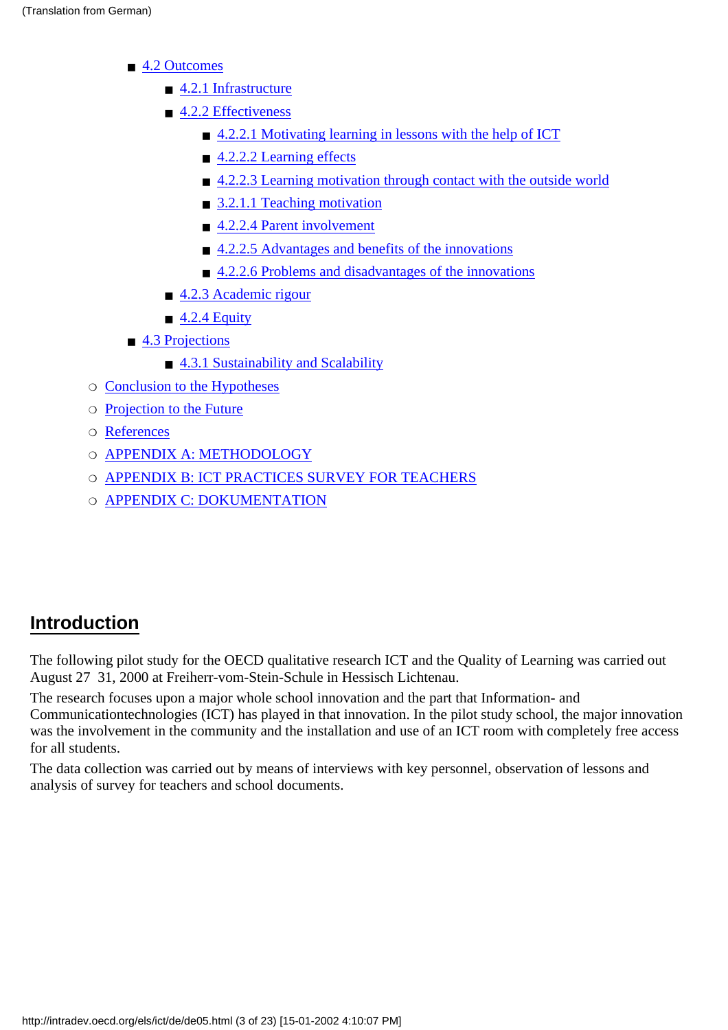(Translation from German)

- 4.2 Outcomes
  - 4.2.1 Infrastructure
  - 4.2.2 Effectiveness
    - 4.2.2.1 Motivating learning in lessons with the help of ICT
    - 4.2.2.2 Learning effects
    - 4.2.2.3 Learning motivation through contact with the outside world
    - 3.2.1.1 Teaching motivation
    - 4.2.2.4 Parent involvement
    - 4.2.2.5 Advantages and benefits of the innovations
    - 4.2.2.6 Problems and disadvantages of the innovations
  - 4.2.3 Academic rigour
  - 4.2.4 Equity
- 4.3 Projections
  - 4.3.1 Sustainability and Scalability

- Conclusion to the Hypotheses
- Projection to the Future
- References
- APPENDIX A: METHODOLOGY
- APPENDIX B: ICT PRACTICES SURVEY FOR TEACHERS
- APPENDIX C: DOKUMENTATION

## Introduction

The following pilot study for the OECD qualitative research ICT and the Quality of Learning was carried out August 27 31, 2000 at Freiherr-vom-Stein-Schule in Hessisch Lichtenau.

The research focuses upon a major whole school innovation and the part that Information- and Communicationtechnologies (ICT) has played in that innovation. In the pilot study school, the major innovation was the involvement in the community and the installation and use of an ICT room with completely free access for all students.

The data collection was carried out by means of interviews with key personnel, observation of lessons and analysis of survey for teachers and school documents.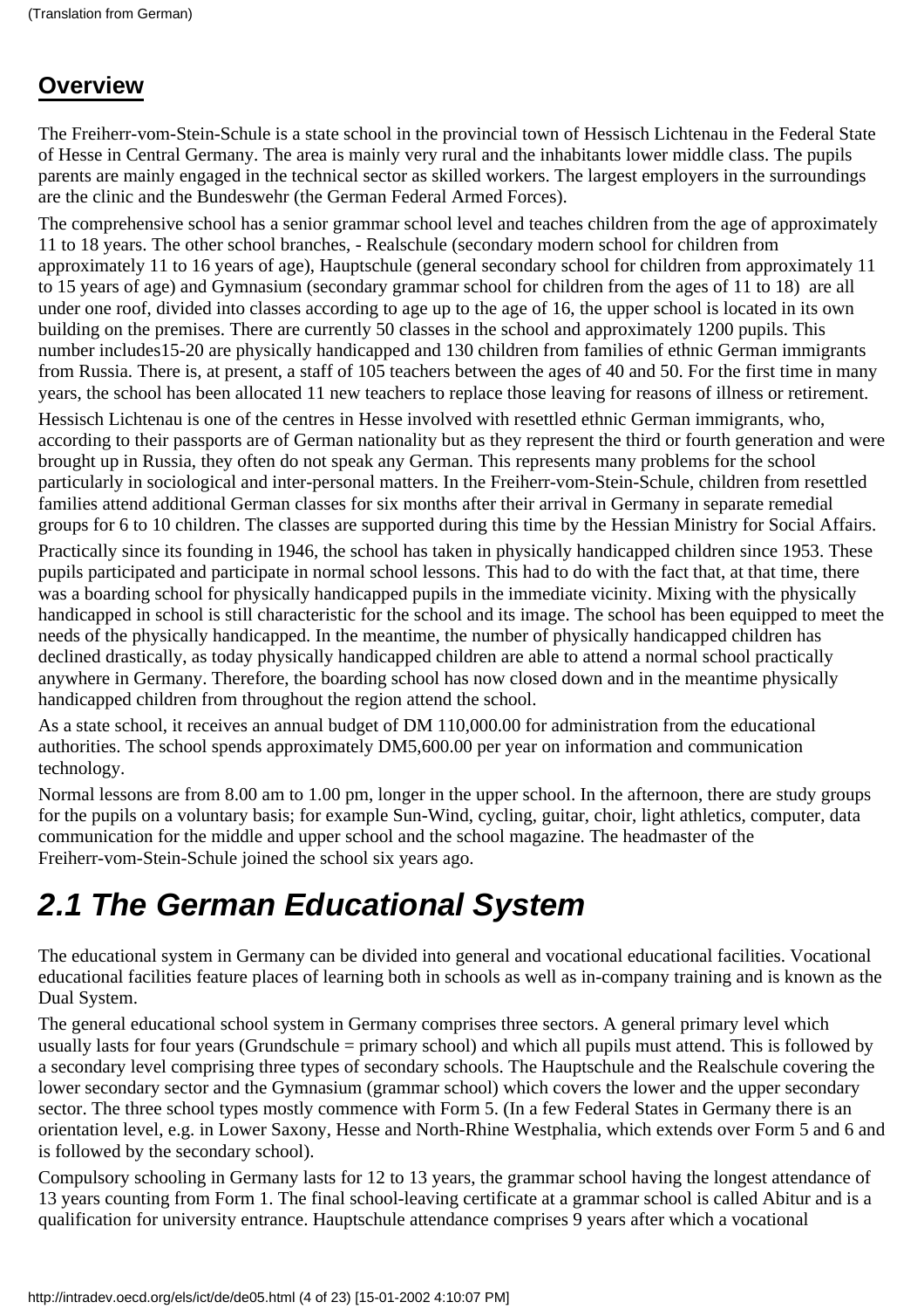## Overview

The Freiherr-vom-Stein-Schule is a state school in the provincial town of Hessisch Lichtenau in the Federal State of Hesse in Central Germany. The area is mainly very rural and the inhabitants lower middle class. The pupils parents are mainly engaged in the technical sector as skilled workers. The largest employers in the surroundings are the clinic and the Bundeswehr (the German Federal Armed Forces).

The comprehensive school has a senior grammar school level and teaches children from the age of approximately 11 to 18 years. The other school branches, - Realschule (secondary modern school for children from approximately 11 to 16 years of age), Hauptschule (general secondary school for children from approximately 11 to 15 years of age) and Gymnasium (secondary grammar school for children from the ages of 11 to 18) are all under one roof, divided into classes according to age up to the age of 16, the upper school is located in its own building on the premises. There are currently 50 classes in the school and approximately 1200 pupils. This number includes15-20 are physically handicapped and 130 children from families of ethnic German immigrants from Russia. There is, at present, a staff of 105 teachers between the ages of 40 and 50. For the first time in many years, the school has been allocated 11 new teachers to replace those leaving for reasons of illness or retirement.

Hessisch Lichtenau is one of the centres in Hesse involved with resettled ethnic German immigrants, who, according to their passports are of German nationality but as they represent the third or fourth generation and were brought up in Russia, they often do not speak any German. This represents many problems for the school particularly in sociological and inter-personal matters. In the Freiherr-vom-Stein-Schule, children from resettled families attend additional German classes for six months after their arrival in Germany in separate remedial groups for 6 to 10 children. The classes are supported during this time by the Hessian Ministry for Social Affairs.

Practically since its founding in 1946, the school has taken in physically handicapped children since 1953. These pupils participated and participate in normal school lessons. This had to do with the fact that, at that time, there was a boarding school for physically handicapped pupils in the immediate vicinity. Mixing with the physically handicapped in school is still characteristic for the school and its image. The school has been equipped to meet the needs of the physically handicapped. In the meantime, the number of physically handicapped children has declined drastically, as today physically handicapped children are able to attend a normal school practically anywhere in Germany. Therefore, the boarding school has now closed down and in the meantime physically handicapped children from throughout the region attend the school.

As a state school, it receives an annual budget of DM 110,000.00 for administration from the educational authorities. The school spends approximately DM5,600.00 per year on information and communication technology.

Normal lessons are from 8.00 am to 1.00 pm, longer in the upper school. In the afternoon, there are study groups for the pupils on a voluntary basis; for example Sun-Wind, cycling, guitar, choir, light athletics, computer, data communication for the middle and upper school and the school magazine. The headmaster of the Freiherr-vom-Stein-Schule joined the school six years ago.

# 2.1 The German Educational System

The educational system in Germany can be divided into general and vocational educational facilities. Vocational educational facilities feature places of learning both in schools as well as in-company training and is known as the Dual System.

The general educational school system in Germany comprises three sectors. A general primary level which usually lasts for four years (Grundschule = primary school) and which all pupils must attend. This is followed by a secondary level comprising three types of secondary schools. The Hauptschule and the Realschule covering the lower secondary sector and the Gymnasium (grammar school) which covers the lower and the upper secondary sector. The three school types mostly commence with Form 5. (In a few Federal States in Germany there is an orientation level, e.g. in Lower Saxony, Hesse and North-Rhine Westphalia, which extends over Form 5 and 6 and is followed by the secondary school).

Compulsory schooling in Germany lasts for 12 to 13 years, the grammar school having the longest attendance of 13 years counting from Form 1. The final school-leaving certificate at a grammar school is called Abitur and is a qualification for university entrance. Hauptschule attendance comprises 9 years after which a vocational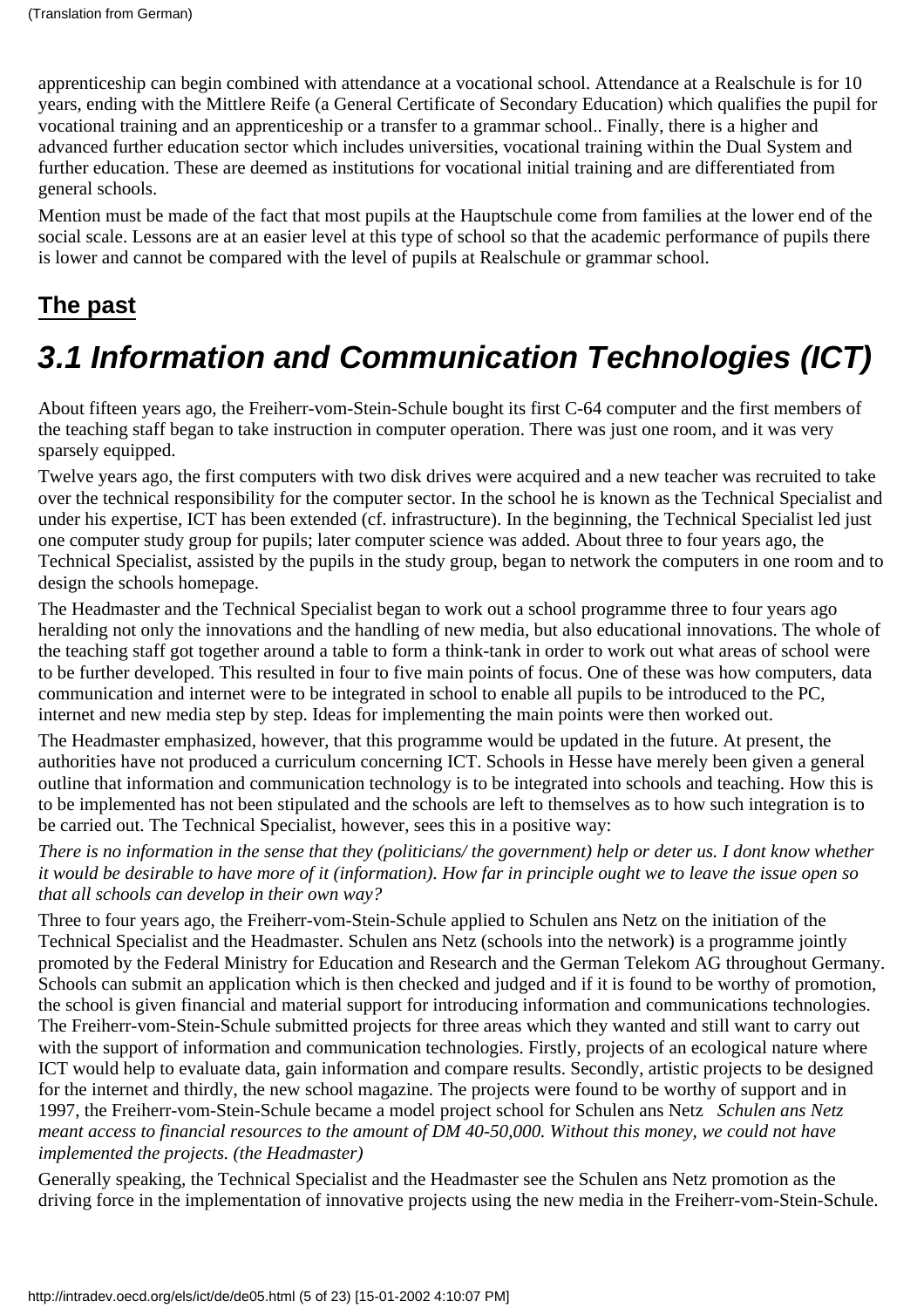apprenticeship can begin combined with attendance at a vocational school. Attendance at a Realschule is for 10 years, ending with the Mittlere Reife (a General Certificate of Secondary Education) which qualifies the pupil for vocational training and an apprenticeship or a transfer to a grammar school.. Finally, there is a higher and advanced further education sector which includes universities, vocational training within the Dual System and further education. These are deemed as institutions for vocational initial training and are differentiated from general schools.

Mention must be made of the fact that most pupils at the Hauptschule come from families at the lower end of the social scale. Lessons are at an easier level at this type of school so that the academic performance of pupils there is lower and cannot be compared with the level of pupils at Realschule or grammar school.

## The past

# 3.1 Information and Communication Technologies (ICT)

About fifteen years ago, the Freiherr-vom-Stein-Schule bought its first C-64 computer and the first members of the teaching staff began to take instruction in computer operation. There was just one room, and it was very sparsely equipped.

Twelve years ago, the first computers with two disk drives were acquired and a new teacher was recruited to take over the technical responsibility for the computer sector. In the school he is known as the Technical Specialist and under his expertise, ICT has been extended (cf. infrastructure). In the beginning, the Technical Specialist led just one computer study group for pupils; later computer science was added. About three to four years ago, the Technical Specialist, assisted by the pupils in the study group, began to network the computers in one room and to design the schools homepage.

The Headmaster and the Technical Specialist began to work out a school programme three to four years ago heralding not only the innovations and the handling of new media, but also educational innovations. The whole of the teaching staff got together around a table to form a think-tank in order to work out what areas of school were to be further developed. This resulted in four to five main points of focus. One of these was how computers, data communication and internet were to be integrated in school to enable all pupils to be introduced to the PC, internet and new media step by step. Ideas for implementing the main points were then worked out.

The Headmaster emphasized, however, that this programme would be updated in the future. At present, the authorities have not produced a curriculum concerning ICT. Schools in Hesse have merely been given a general outline that information and communication technology is to be integrated into schools and teaching. How this is to be implemented has not been stipulated and the schools are left to themselves as to how such integration is to be carried out. The Technical Specialist, however, sees this in a positive way:

*There is no information in the sense that they (politicians/ the government) help or deter us. I dont know whether it would be desirable to have more of it (information). How far in principle ought we to leave the issue open so that all schools can develop in their own way?*

Three to four years ago, the Freiherr-vom-Stein-Schule applied to Schulen ans Netz on the initiation of the Technical Specialist and the Headmaster. Schulen ans Netz (schools into the network) is a programme jointly promoted by the Federal Ministry for Education and Research and the German Telekom AG throughout Germany. Schools can submit an application which is then checked and judged and if it is found to be worthy of promotion, the school is given financial and material support for introducing information and communications technologies. The Freiherr-vom-Stein-Schule submitted projects for three areas which they wanted and still want to carry out with the support of information and communication technologies. Firstly, projects of an ecological nature where ICT would help to evaluate data, gain information and compare results. Secondly, artistic projects to be designed for the internet and thirdly, the new school magazine. The projects were found to be worthy of support and in 1997, the Freiherr-vom-Stein-Schule became a model project school for Schulen ans Netz *Schulen ans Netz meant access to financial resources to the amount of DM 40-50,000. Without this money, we could not have implemented the projects. (the Headmaster)*

Generally speaking, the Technical Specialist and the Headmaster see the Schulen ans Netz promotion as the driving force in the implementation of innovative projects using the new media in the Freiherr-vom-Stein-Schule.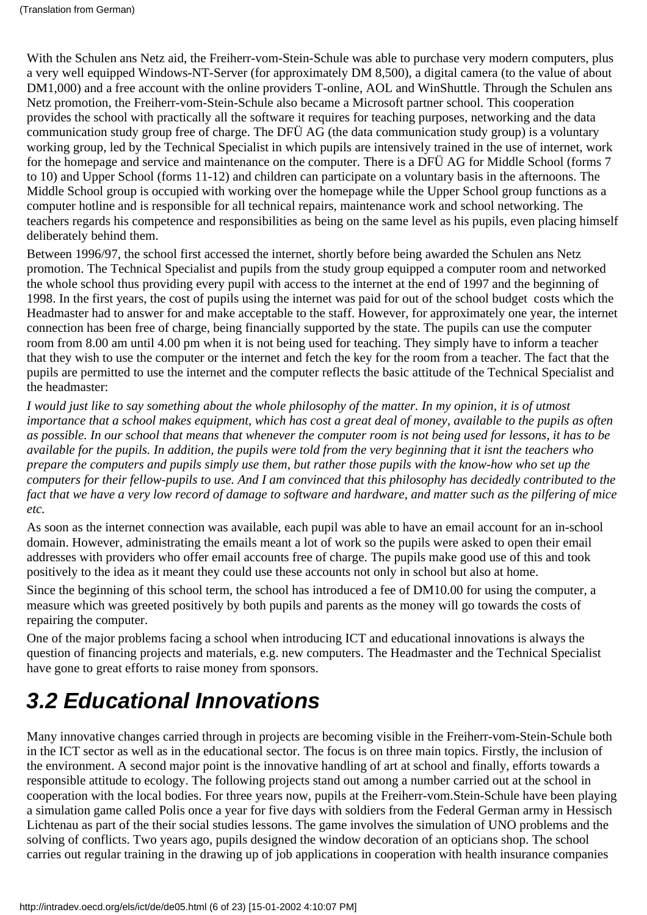(Translation from German)

With the Schulen ans Netz aid, the Freiherr-vom-Stein-Schule was able to purchase very modern computers, plus a very well equipped Windows-NT-Server (for approximately DM 8,500), a digital camera (to the value of about DM1,000) and a free account with the online providers T-online, AOL and WinShuttle. Through the Schulen ans Netz promotion, the Freiherr-vom-Stein-Schule also became a Microsoft partner school. This cooperation provides the school with practically all the software it requires for teaching purposes, networking and the data communication study group free of charge. The DFÜ AG (the data communication study group) is a voluntary working group, led by the Technical Specialist in which pupils are intensively trained in the use of internet, work for the homepage and service and maintenance on the computer. There is a DFÜ AG for Middle School (forms 7 to 10) and Upper School (forms 11-12) and children can participate on a voluntary basis in the afternoons. The Middle School group is occupied with working over the homepage while the Upper School group functions as a computer hotline and is responsible for all technical repairs, maintenance work and school networking. The teachers regards his competence and responsibilities as being on the same level as his pupils, even placing himself deliberately behind them.

Between 1996/97, the school first accessed the internet, shortly before being awarded the Schulen ans Netz promotion. The Technical Specialist and pupils from the study group equipped a computer room and networked the whole school thus providing every pupil with access to the internet at the end of 1997 and the beginning of 1998. In the first years, the cost of pupils using the internet was paid for out of the school budget costs which the Headmaster had to answer for and make acceptable to the staff. However, for approximately one year, the internet connection has been free of charge, being financially supported by the state. The pupils can use the computer room from 8.00 am until 4.00 pm when it is not being used for teaching. They simply have to inform a teacher that they wish to use the computer or the internet and fetch the key for the room from a teacher. The fact that the pupils are permitted to use the internet and the computer reflects the basic attitude of the Technical Specialist and the headmaster:

*I would just like to say something about the whole philosophy of the matter. In my opinion, it is of utmost importance that a school makes equipment, which has cost a great deal of money, available to the pupils as often as possible. In our school that means that whenever the computer room is not being used for lessons, it has to be available for the pupils. In addition, the pupils were told from the very beginning that it isnt the teachers who prepare the computers and pupils simply use them, but rather those pupils with the know-how who set up the computers for their fellow-pupils to use. And I am convinced that this philosophy has decidedly contributed to the fact that we have a very low record of damage to software and hardware, and matter such as the pilfering of mice etc.*

As soon as the internet connection was available, each pupil was able to have an email account for an in-school domain. However, administrating the emails meant a lot of work so the pupils were asked to open their email addresses with providers who offer email accounts free of charge. The pupils make good use of this and took positively to the idea as it meant they could use these accounts not only in school but also at home.

Since the beginning of this school term, the school has introduced a fee of DM10.00 for using the computer, a measure which was greeted positively by both pupils and parents as the money will go towards the costs of repairing the computer.

One of the major problems facing a school when introducing ICT and educational innovations is always the question of financing projects and materials, e.g. new computers. The Headmaster and the Technical Specialist have gone to great efforts to raise money from sponsors.

## 3.2 Educational Innovations

Many innovative changes carried through in projects are becoming visible in the Freiherr-vom-Stein-Schule both in the ICT sector as well as in the educational sector. The focus is on three main topics. Firstly, the inclusion of the environment. A second major point is the innovative handling of art at school and finally, efforts towards a responsible attitude to ecology. The following projects stand out among a number carried out at the school in cooperation with the local bodies. For three years now, pupils at the Freiherr-vom.Stein-Schule have been playing a simulation game called Polis once a year for five days with soldiers from the Federal German army in Hessisch Lichtenau as part of the their social studies lessons. The game involves the simulation of UNO problems and the solving of conflicts. Two years ago, pupils designed the window decoration of an opticians shop. The school carries out regular training in the drawing up of job applications in cooperation with health insurance companies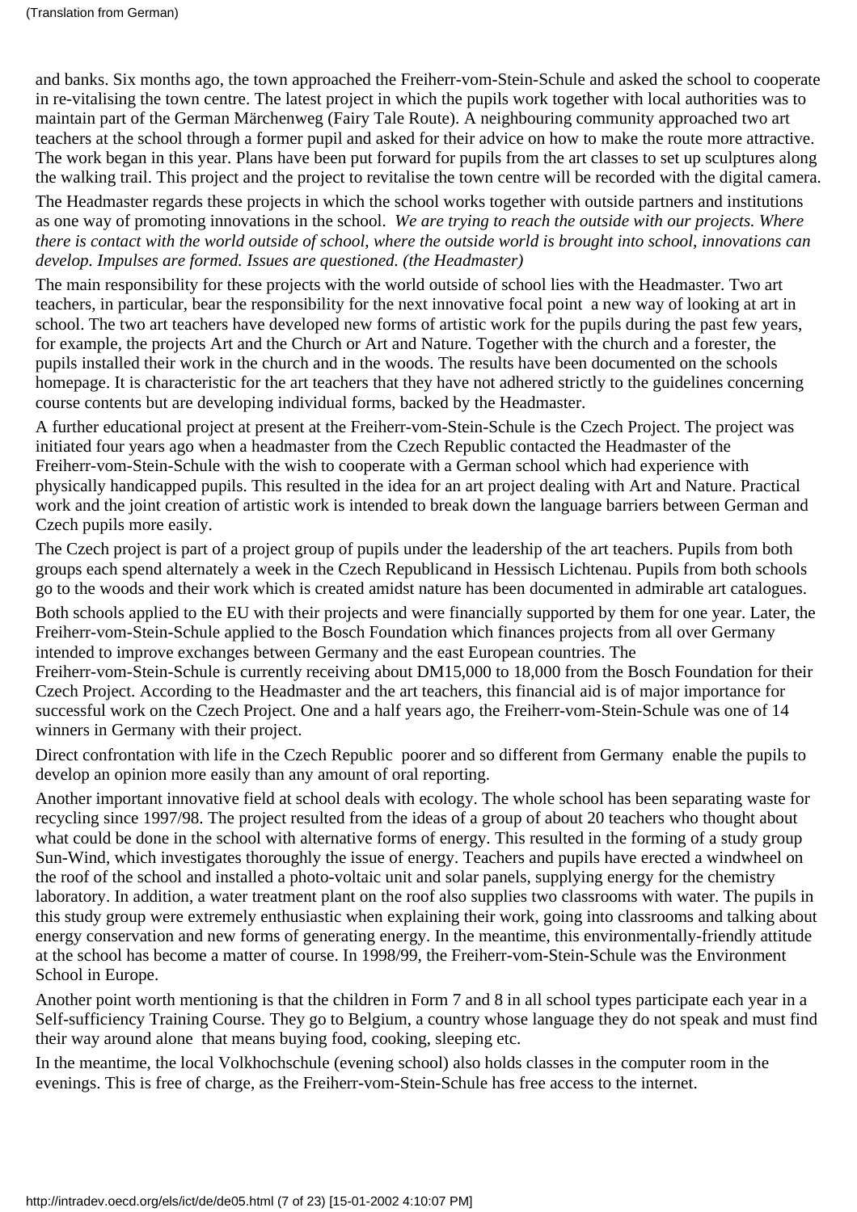and banks. Six months ago, the town approached the Freiherr-vom-Stein-Schule and asked the school to cooperate in re-vitalising the town centre. The latest project in which the pupils work together with local authorities was to maintain part of the German Märchenweg (Fairy Tale Route). A neighbouring community approached two art teachers at the school through a former pupil and asked for their advice on how to make the route more attractive. The work began in this year. Plans have been put forward for pupils from the art classes to set up sculptures along the walking trail. This project and the project to revitalise the town centre will be recorded with the digital camera.

The Headmaster regards these projects in which the school works together with outside partners and institutions as one way of promoting innovations in the school. *We are trying to reach the outside with our projects. Where there is contact with the world outside of school, where the outside world is brought into school, innovations can develop. Impulses are formed. Issues are questioned. (the Headmaster)*

The main responsibility for these projects with the world outside of school lies with the Headmaster. Two art teachers, in particular, bear the responsibility for the next innovative focal point  a new way of looking at art in school. The two art teachers have developed new forms of artistic work for the pupils during the past few years, for example, the projects Art and the Church or Art and Nature. Together with the church and a forester, the pupils installed their work in the church and in the woods. The results have been documented on the schools homepage. It is characteristic for the art teachers that they have not adhered strictly to the guidelines concerning course contents but are developing individual forms, backed by the Headmaster.

A further educational project at present at the Freiherr-vom-Stein-Schule is the Czech Project. The project was initiated four years ago when a headmaster from the Czech Republic contacted the Headmaster of the Freiherr-vom-Stein-Schule with the wish to cooperate with a German school which had experience with physically handicapped pupils. This resulted in the idea for an art project dealing with Art and Nature. Practical work and the joint creation of artistic work is intended to break down the language barriers between German and Czech pupils more easily.

The Czech project is part of a project group of pupils under the leadership of the art teachers. Pupils from both groups each spend alternately a week in the Czech Republicand in Hessisch Lichtenau. Pupils from both schools go to the woods and their work which is created amidst nature has been documented in admirable art catalogues.

Both schools applied to the EU with their projects and were financially supported by them for one year. Later, the Freiherr-vom-Stein-Schule applied to the Bosch Foundation which finances projects from all over Germany intended to improve exchanges between Germany and the east European countries. The Freiherr-vom-Stein-Schule is currently receiving about DM15,000 to 18,000 from the Bosch Foundation for their Czech Project. According to the Headmaster and the art teachers, this financial aid is of major importance for successful work on the Czech Project. One and a half years ago, the Freiherr-vom-Stein-Schule was one of 14 winners in Germany with their project.

Direct confrontation with life in the Czech Republic  poorer and so different from Germany  enable the pupils to develop an opinion more easily than any amount of oral reporting.

Another important innovative field at school deals with ecology. The whole school has been separating waste for recycling since 1997/98. The project resulted from the ideas of a group of about 20 teachers who thought about what could be done in the school with alternative forms of energy. This resulted in the forming of a study group Sun-Wind, which investigates thoroughly the issue of energy. Teachers and pupils have erected a windwheel on the roof of the school and installed a photo-voltaic unit and solar panels, supplying energy for the chemistry laboratory. In addition, a water treatment plant on the roof also supplies two classrooms with water. The pupils in this study group were extremely enthusiastic when explaining their work, going into classrooms and talking about energy conservation and new forms of generating energy. In the meantime, this environmentally-friendly attitude at the school has become a matter of course. In 1998/99, the Freiherr-vom-Stein-Schule was the Environment School in Europe.

Another point worth mentioning is that the children in Form 7 and 8 in all school types participate each year in a Self-sufficiency Training Course. They go to Belgium, a country whose language they do not speak and must find their way around alone  that means buying food, cooking, sleeping etc.

In the meantime, the local Volkhochschule (evening school) also holds classes in the computer room in the evenings. This is free of charge, as the Freiherr-vom-Stein-Schule has free access to the internet.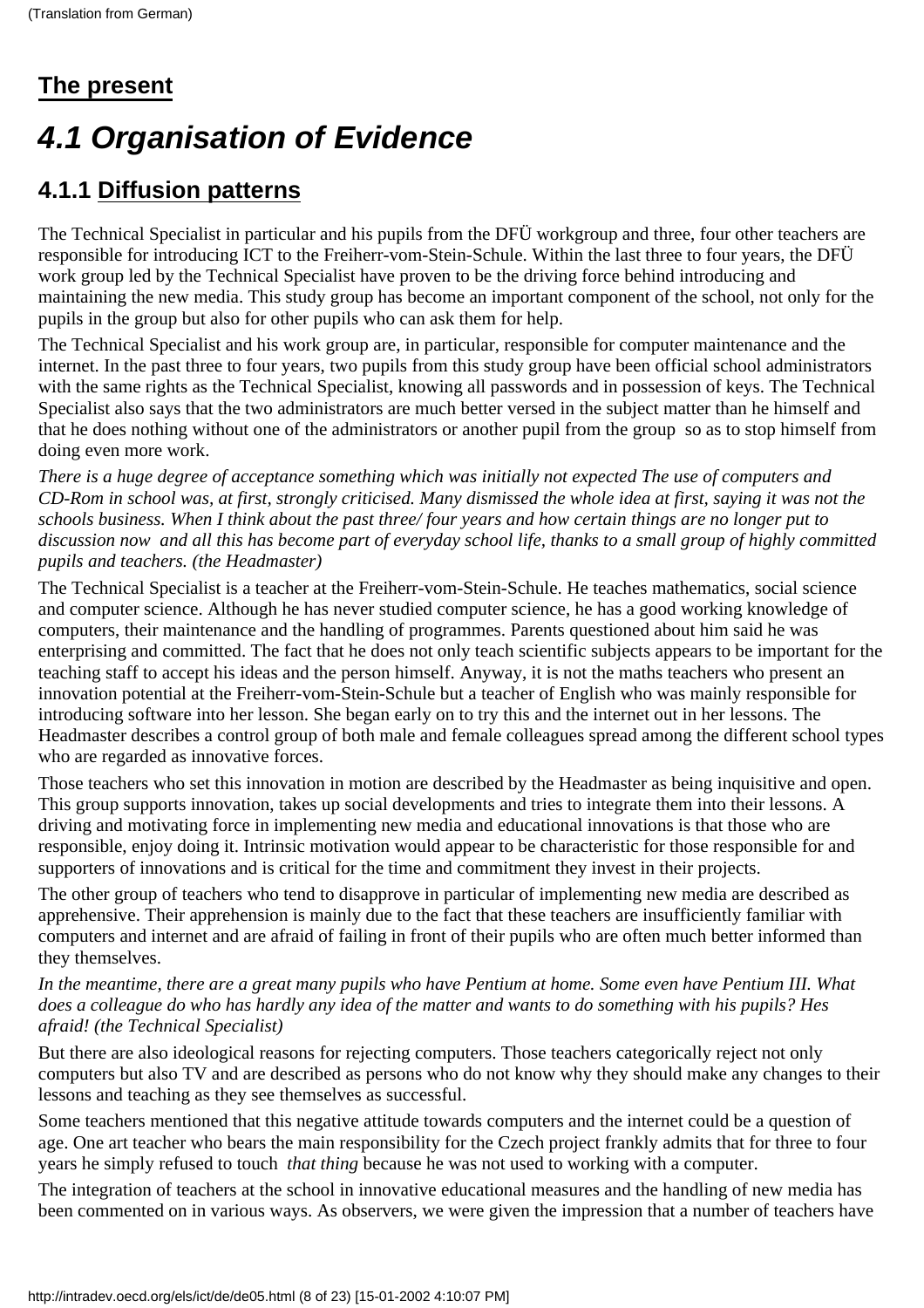(Translation from German)

## The present

# 4.1 Organisation of Evidence

### 4.1.1 Diffusion patterns

The Technical Specialist in particular and his pupils from the DFÜ workgroup and three, four other teachers are responsible for introducing ICT to the Freiherr-vom-Stein-Schule. Within the last three to four years, the DFÜ work group led by the Technical Specialist have proven to be the driving force behind introducing and maintaining the new media. This study group has become an important component of the school, not only for the pupils in the group but also for other pupils who can ask them for help.

The Technical Specialist and his work group are, in particular, responsible for computer maintenance and the internet. In the past three to four years, two pupils from this study group have been official school administrators with the same rights as the Technical Specialist, knowing all passwords and in possession of keys. The Technical Specialist also says that the two administrators are much better versed in the subject matter than he himself and that he does nothing without one of the administrators or another pupil from the group so as to stop himself from doing even more work.

*There is a huge degree of acceptance something which was initially not expected The use of computers and CD-Rom in school was, at first, strongly criticised. Many dismissed the whole idea at first, saying it was not the schools business. When I think about the past three/ four years and how certain things are no longer put to discussion now and all this has become part of everyday school life, thanks to a small group of highly committed pupils and teachers. (the Headmaster)*

The Technical Specialist is a teacher at the Freiherr-vom-Stein-Schule. He teaches mathematics, social science and computer science. Although he has never studied computer science, he has a good working knowledge of computers, their maintenance and the handling of programmes. Parents questioned about him said he was enterprising and committed. The fact that he does not only teach scientific subjects appears to be important for the teaching staff to accept his ideas and the person himself. Anyway, it is not the maths teachers who present an innovation potential at the Freiherr-vom-Stein-Schule but a teacher of English who was mainly responsible for introducing software into her lesson. She began early on to try this and the internet out in her lessons. The Headmaster describes a control group of both male and female colleagues spread among the different school types who are regarded as innovative forces.

Those teachers who set this innovation in motion are described by the Headmaster as being inquisitive and open. This group supports innovation, takes up social developments and tries to integrate them into their lessons. A driving and motivating force in implementing new media and educational innovations is that those who are responsible, enjoy doing it. Intrinsic motivation would appear to be characteristic for those responsible for and supporters of innovations and is critical for the time and commitment they invest in their projects.

The other group of teachers who tend to disapprove in particular of implementing new media are described as apprehensive. Their apprehension is mainly due to the fact that these teachers are insufficiently familiar with computers and internet and are afraid of failing in front of their pupils who are often much better informed than they themselves.

*In the meantime, there are a great many pupils who have Pentium at home. Some even have Pentium III. What does a colleague do who has hardly any idea of the matter and wants to do something with his pupils? Hes afraid! (the Technical Specialist)*

But there are also ideological reasons for rejecting computers. Those teachers categorically reject not only computers but also TV and are described as persons who do not know why they should make any changes to their lessons and teaching as they see themselves as successful.

Some teachers mentioned that this negative attitude towards computers and the internet could be a question of age. One art teacher who bears the main responsibility for the Czech project frankly admits that for three to four years he simply refused to touch *that thing* because he was not used to working with a computer.

The integration of teachers at the school in innovative educational measures and the handling of new media has been commented on in various ways. As observers, we were given the impression that a number of teachers have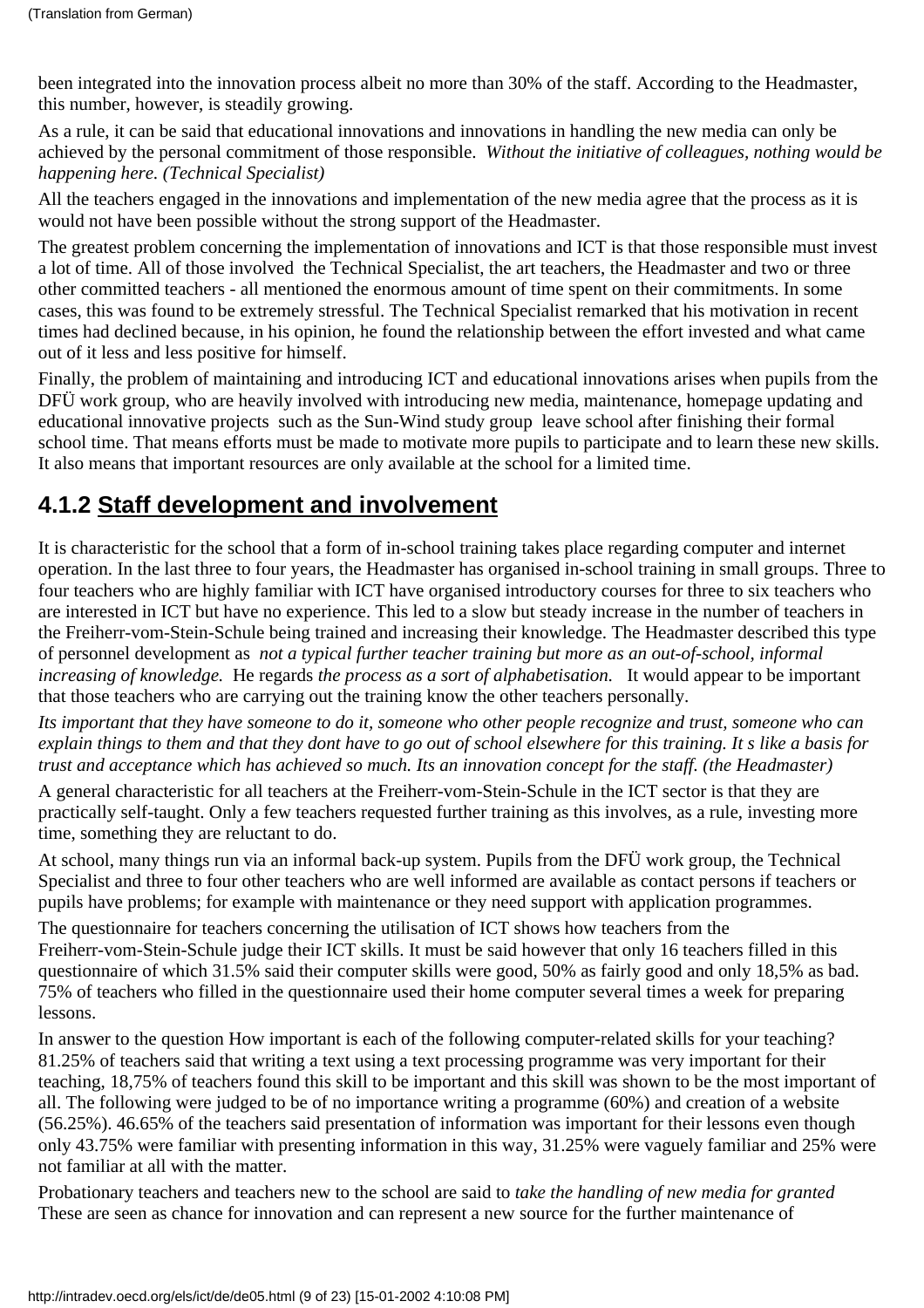been integrated into the innovation process albeit no more than 30% of the staff. According to the Headmaster, this number, however, is steadily growing.

As a rule, it can be said that educational innovations and innovations in handling the new media can only be achieved by the personal commitment of those responsible. *Without the initiative of colleagues, nothing would be happening here. (Technical Specialist)*

All the teachers engaged in the innovations and implementation of the new media agree that the process as it is would not have been possible without the strong support of the Headmaster.

The greatest problem concerning the implementation of innovations and ICT is that those responsible must invest a lot of time. All of those involved the Technical Specialist, the art teachers, the Headmaster and two or three other committed teachers - all mentioned the enormous amount of time spent on their commitments. In some cases, this was found to be extremely stressful. The Technical Specialist remarked that his motivation in recent times had declined because, in his opinion, he found the relationship between the effort invested and what came out of it less and less positive for himself.

Finally, the problem of maintaining and introducing ICT and educational innovations arises when pupils from the DFÜ work group, who are heavily involved with introducing new media, maintenance, homepage updating and educational innovative projects such as the Sun-Wind study group leave school after finishing their formal school time. That means efforts must be made to motivate more pupils to participate and to learn these new skills. It also means that important resources are only available at the school for a limited time.

## 4.1.2 Staff development and involvement

It is characteristic for the school that a form of in-school training takes place regarding computer and internet operation. In the last three to four years, the Headmaster has organised in-school training in small groups. Three to four teachers who are highly familiar with ICT have organised introductory courses for three to six teachers who are interested in ICT but have no experience. This led to a slow but steady increase in the number of teachers in the Freiherr-vom-Stein-Schule being trained and increasing their knowledge. The Headmaster described this type of personnel development as *not a typical further teacher training but more as an out-of-school, informal increasing of knowledge.* He regards *the process as a sort of alphabetisation.* It would appear to be important that those teachers who are carrying out the training know the other teachers personally.

*Its important that they have someone to do it, someone who other people recognize and trust, someone who can explain things to them and that they dont have to go out of school elsewhere for this training. It s like a basis for trust and acceptance which has achieved so much. Its an innovation concept for the staff. (the Headmaster)*

A general characteristic for all teachers at the Freiherr-vom-Stein-Schule in the ICT sector is that they are practically self-taught. Only a few teachers requested further training as this involves, as a rule, investing more time, something they are reluctant to do.

At school, many things run via an informal back-up system. Pupils from the DFÜ work group, the Technical Specialist and three to four other teachers who are well informed are available as contact persons if teachers or pupils have problems; for example with maintenance or they need support with application programmes.

The questionnaire for teachers concerning the utilisation of ICT shows how teachers from the Freiherr-vom-Stein-Schule judge their ICT skills. It must be said however that only 16 teachers filled in this questionnaire of which 31.5% said their computer skills were good, 50% as fairly good and only 18,5% as bad. 75% of teachers who filled in the questionnaire used their home computer several times a week for preparing lessons.

In answer to the question How important is each of the following computer-related skills for your teaching? 81.25% of teachers said that writing a text using a text processing programme was very important for their teaching, 18,75% of teachers found this skill to be important and this skill was shown to be the most important of all. The following were judged to be of no importance writing a programme (60%) and creation of a website (56.25%). 46.65% of the teachers said presentation of information was important for their lessons even though only 43.75% were familiar with presenting information in this way, 31.25% were vaguely familiar and 25% were not familiar at all with the matter.

Probationary teachers and teachers new to the school are said to *take the handling of new media for granted* These are seen as chance for innovation and can represent a new source for the further maintenance of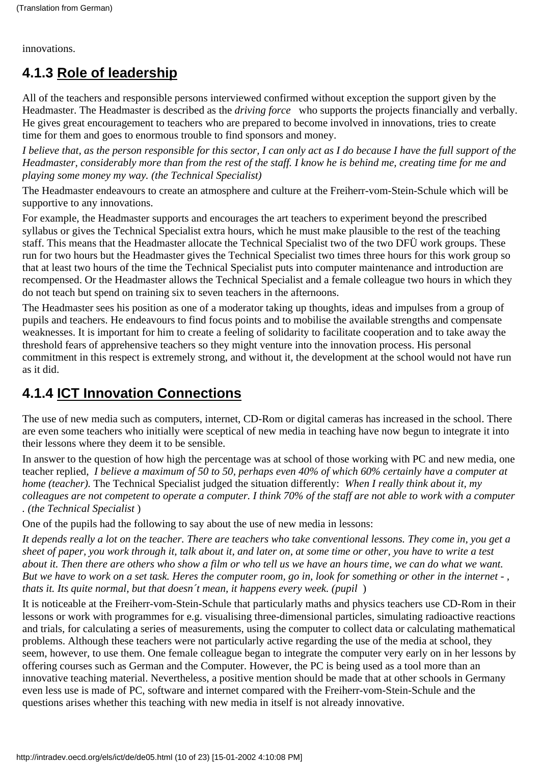innovations.

## 4.1.3 Role of leadership

All of the teachers and responsible persons interviewed confirmed without exception the support given by the Headmaster. The Headmaster is described as the *driving force* who supports the projects financially and verbally. He gives great encouragement to teachers who are prepared to become involved in innovations, tries to create time for them and goes to enormous trouble to find sponsors and money.

*I believe that, as the person responsible for this sector, I can only act as I do because I have the full support of the Headmaster, considerably more than from the rest of the staff. I know he is behind me, creating time for me and playing some money my way. (the Technical Specialist)*

The Headmaster endeavours to create an atmosphere and culture at the Freiherr-vom-Stein-Schule which will be supportive to any innovations.

For example, the Headmaster supports and encourages the art teachers to experiment beyond the prescribed syllabus or gives the Technical Specialist extra hours, which he must make plausible to the rest of the teaching staff. This means that the Headmaster allocate the Technical Specialist two of the two DFÜ work groups. These run for two hours but the Headmaster gives the Technical Specialist two times three hours for this work group so that at least two hours of the time the Technical Specialist puts into computer maintenance and introduction are recompensed. Or the Headmaster allows the Technical Specialist and a female colleague two hours in which they do not teach but spend on training six to seven teachers in the afternoons.

The Headmaster sees his position as one of a moderator taking up thoughts, ideas and impulses from a group of pupils and teachers. He endeavours to find focus points and to mobilise the available strengths and compensate weaknesses. It is important for him to create a feeling of solidarity to facilitate cooperation and to take away the threshold fears of apprehensive teachers so they might venture into the innovation process. His personal commitment in this respect is extremely strong, and without it, the development at the school would not have run as it did.

## 4.1.4 ICT Innovation Connections

The use of new media such as computers, internet, CD-Rom or digital cameras has increased in the school. There are even some teachers who initially were sceptical of new media in teaching have now begun to integrate it into their lessons where they deem it to be sensible.

In answer to the question of how high the percentage was at school of those working with PC and new media, one teacher replied, *I believe a maximum of 50 to 50, perhaps even 40% of which 60% certainly have a computer at home (teacher).* The Technical Specialist judged the situation differently: *When I really think about it, my colleagues are not competent to operate a computer. I think 70% of the staff are not able to work with a computer . (the Technical Specialist* )

One of the pupils had the following to say about the use of new media in lessons:

*It depends really a lot on the teacher. There are teachers who take conventional lessons. They come in, you get a sheet of paper, you work through it, talk about it, and later on, at some time or other, you have to write a test about it. Then there are others who show a film or who tell us we have an hours time, we can do what we want. But we have to work on a set task. Heres the computer room, go in, look for something or other in the internet - , thats it. Its quite normal, but that doesn´t mean, it happens every week. (pupil* )

It is noticeable at the Freiherr-vom-Stein-Schule that particularly maths and physics teachers use CD-Rom in their lessons or work with programmes for e.g. visualising three-dimensional particles, simulating radioactive reactions and trials, for calculating a series of measurements, using the computer to collect data or calculating mathematical problems. Although these teachers were not particularly active regarding the use of the media at school, they seem, however, to use them. One female colleague began to integrate the computer very early on in her lessons by offering courses such as German and the Computer. However, the PC is being used as a tool more than an innovative teaching material. Nevertheless, a positive mention should be made that at other schools in Germany even less use is made of PC, software and internet compared with the Freiherr-vom-Stein-Schule and the questions arises whether this teaching with new media in itself is not already innovative.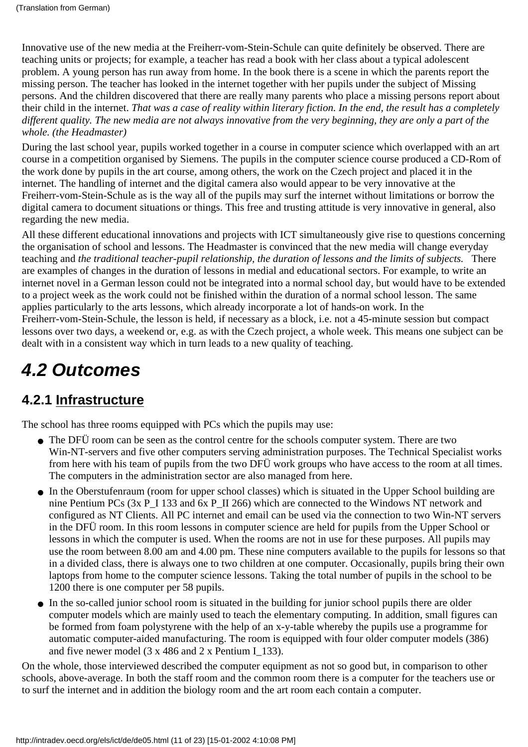(Translation from German)

Innovative use of the new media at the Freiherr-vom-Stein-Schule can quite definitely be observed. There are teaching units or projects; for example, a teacher has read a book with her class about a typical adolescent problem. A young person has run away from home. In the book there is a scene in which the parents report the missing person. The teacher has looked in the internet together with her pupils under the subject of Missing persons. And the children discovered that there are really many parents who place a missing persons report about their child in the internet. *That was a case of reality within literary fiction. In the end, the result has a completely different quality. The new media are not always innovative from the very beginning, they are only a part of the whole. (the Headmaster)*

During the last school year, pupils worked together in a course in computer science which overlapped with an art course in a competition organised by Siemens. The pupils in the computer science course produced a CD-Rom of the work done by pupils in the art course, among others, the work on the Czech project and placed it in the internet. The handling of internet and the digital camera also would appear to be very innovative at the Freiherr-vom-Stein-Schule as is the way all of the pupils may surf the internet without limitations or borrow the digital camera to document situations or things. This free and trusting attitude is very innovative in general, also regarding the new media.

All these different educational innovations and projects with ICT simultaneously give rise to questions concerning the organisation of school and lessons. The Headmaster is convinced that the new media will change everyday teaching and *the traditional teacher-pupil relationship, the duration of lessons and the limits of subjects.* There are examples of changes in the duration of lessons in medial and educational sectors. For example, to write an internet novel in a German lesson could not be integrated into a normal school day, but would have to be extended to a project week as the work could not be finished within the duration of a normal school lesson. The same applies particularly to the arts lessons, which already incorporate a lot of hands-on work. In the Freiherr-vom-Stein-Schule, the lesson is held, if necessary as a block, i.e. not a 45-minute session but compact lessons over two days, a weekend or, e.g. as with the Czech project, a whole week. This means one subject can be dealt with in a consistent way which in turn leads to a new quality of teaching.

## *4.2 Outcomes*

### 4.2.1 Infrastructure

The school has three rooms equipped with PCs which the pupils may use:

- The DFÜ room can be seen as the control centre for the schools computer system. There are two Win-NT-servers and five other computers serving administration purposes. The Technical Specialist works from here with his team of pupils from the two DFÜ work groups who have access to the room at all times. The computers in the administration sector are also managed from here.
- In the Oberstufenraum (room for upper school classes) which is situated in the Upper School building are nine Pentium PCs (3x P_I 133 and 6x P_II 266) which are connected to the Windows NT network and configured as NT Clients. All PC internet and email can be used via the connection to two Win-NT servers in the DFÜ room. In this room lessons in computer science are held for pupils from the Upper School or lessons in which the computer is used. When the rooms are not in use for these purposes. All pupils may use the room between 8.00 am and 4.00 pm. These nine computers available to the pupils for lessons so that in a divided class, there is always one to two children at one computer. Occasionally, pupils bring their own laptops from home to the computer science lessons. Taking the total number of pupils in the school to be 1200 there is one computer per 58 pupils.
- In the so-called junior school room is situated in the building for junior school pupils there are older computer models which are mainly used to teach the elementary computing. In addition, small figures can be formed from foam polystyrene with the help of an x-y-table whereby the pupils use a programme for automatic computer-aided manufacturing. The room is equipped with four older computer models (386) and five newer model (3 x 486 and 2 x Pentium I_133).

On the whole, those interviewed described the computer equipment as not so good but, in comparison to other schools, above-average. In both the staff room and the common room there is a computer for the teachers use or to surf the internet and in addition the biology room and the art room each contain a computer.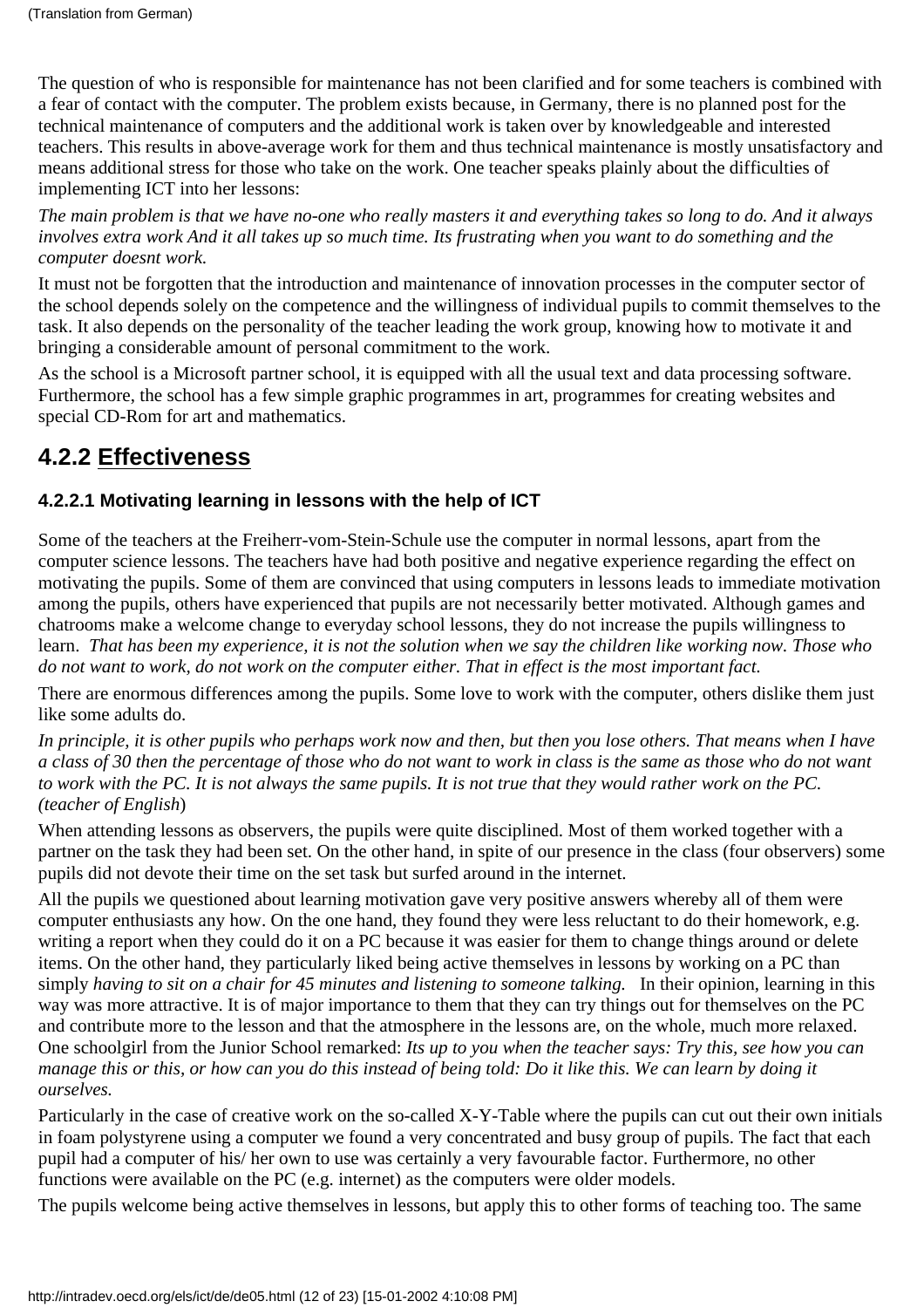(Translation from German)

The question of who is responsible for maintenance has not been clarified and for some teachers is combined with a fear of contact with the computer. The problem exists because, in Germany, there is no planned post for the technical maintenance of computers and the additional work is taken over by knowledgeable and interested teachers. This results in above-average work for them and thus technical maintenance is mostly unsatisfactory and means additional stress for those who take on the work. One teacher speaks plainly about the difficulties of implementing ICT into her lessons:

*The main problem is that we have no-one who really masters it and everything takes so long to do. And it always involves extra work And it all takes up so much time. Its frustrating when you want to do something and the computer doesnt work.*

It must not be forgotten that the introduction and maintenance of innovation processes in the computer sector of the school depends solely on the competence and the willingness of individual pupils to commit themselves to the task. It also depends on the personality of the teacher leading the work group, knowing how to motivate it and bringing a considerable amount of personal commitment to the work.

As the school is a Microsoft partner school, it is equipped with all the usual text and data processing software. Furthermore, the school has a few simple graphic programmes in art, programmes for creating websites and special CD-Rom for art and mathematics.

## 4.2.2 Effectiveness

### 4.2.2.1 Motivating learning in lessons with the help of ICT

Some of the teachers at the Freiherr-vom-Stein-Schule use the computer in normal lessons, apart from the computer science lessons. The teachers have had both positive and negative experience regarding the effect on motivating the pupils. Some of them are convinced that using computers in lessons leads to immediate motivation among the pupils, others have experienced that pupils are not necessarily better motivated. Although games and chatrooms make a welcome change to everyday school lessons, they do not increase the pupils willingness to learn. *That has been my experience, it is not the solution when we say the children like working now. Those who do not want to work, do not work on the computer either. That in effect is the most important fact.*

There are enormous differences among the pupils. Some love to work with the computer, others dislike them just like some adults do.

*In principle, it is other pupils who perhaps work now and then, but then you lose others. That means when I have a class of 30 then the percentage of those who do not want to work in class is the same as those who do not want to work with the PC. It is not always the same pupils. It is not true that they would rather work on the PC. (teacher of English*)

When attending lessons as observers, the pupils were quite disciplined. Most of them worked together with a partner on the task they had been set. On the other hand, in spite of our presence in the class (four observers) some pupils did not devote their time on the set task but surfed around in the internet.

All the pupils we questioned about learning motivation gave very positive answers whereby all of them were computer enthusiasts any how. On the one hand, they found they were less reluctant to do their homework, e.g. writing a report when they could do it on a PC because it was easier for them to change things around or delete items. On the other hand, they particularly liked being active themselves in lessons by working on a PC than simply *having to sit on a chair for 45 minutes and listening to someone talking.* In their opinion, learning in this way was more attractive. It is of major importance to them that they can try things out for themselves on the PC and contribute more to the lesson and that the atmosphere in the lessons are, on the whole, much more relaxed. One schoolgirl from the Junior School remarked: *Its up to you when the teacher says: Try this, see how you can manage this or this, or how can you do this instead of being told: Do it like this. We can learn by doing it ourselves.*

Particularly in the case of creative work on the so-called X-Y-Table where the pupils can cut out their own initials in foam polystyrene using a computer we found a very concentrated and busy group of pupils. The fact that each pupil had a computer of his/ her own to use was certainly a very favourable factor. Furthermore, no other functions were available on the PC (e.g. internet) as the computers were older models.

The pupils welcome being active themselves in lessons, but apply this to other forms of teaching too. The same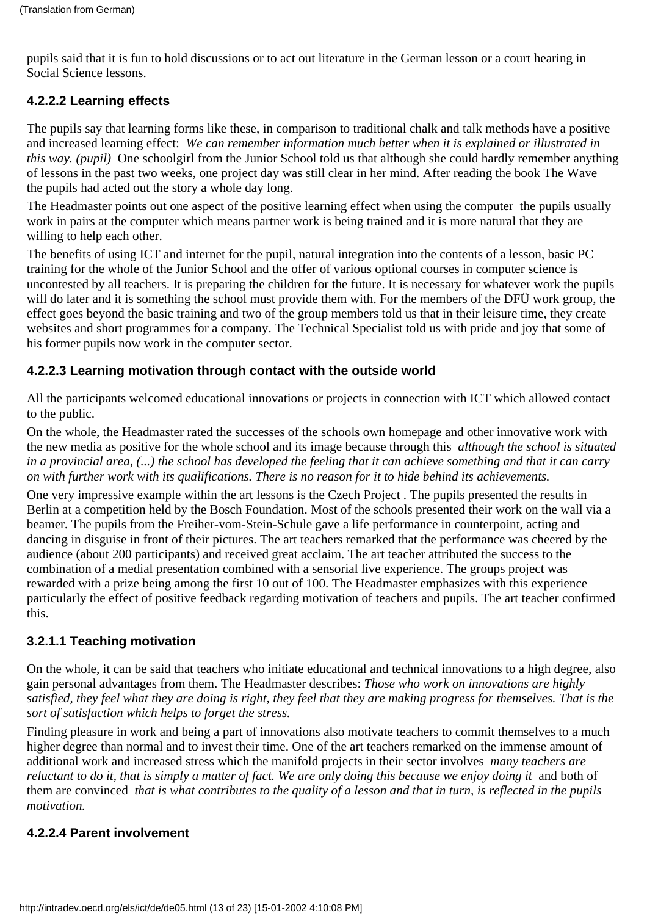pupils said that it is fun to hold discussions or to act out literature in the German lesson or a court hearing in Social Science lessons.

#### 4.2.2.2 Learning effects

The pupils say that learning forms like these, in comparison to traditional chalk and talk methods have a positive and increased learning effect: *We can remember information much better when it is explained or illustrated in this way. (pupil)* One schoolgirl from the Junior School told us that although she could hardly remember anything of lessons in the past two weeks, one project day was still clear in her mind. After reading the book The Wave the pupils had acted out the story a whole day long.

The Headmaster points out one aspect of the positive learning effect when using the computer the pupils usually work in pairs at the computer which means partner work is being trained and it is more natural that they are willing to help each other.

The benefits of using ICT and internet for the pupil, natural integration into the contents of a lesson, basic PC training for the whole of the Junior School and the offer of various optional courses in computer science is uncontested by all teachers. It is preparing the children for the future. It is necessary for whatever work the pupils will do later and it is something the school must provide them with. For the members of the DFÜ work group, the effect goes beyond the basic training and two of the group members told us that in their leisure time, they create websites and short programmes for a company. The Technical Specialist told us with pride and joy that some of his former pupils now work in the computer sector.

#### 4.2.2.3 Learning motivation through contact with the outside world

All the participants welcomed educational innovations or projects in connection with ICT which allowed contact to the public.

On the whole, the Headmaster rated the successes of the schools own homepage and other innovative work with the new media as positive for the whole school and its image because through this *although the school is situated in a provincial area, (...) the school has developed the feeling that it can achieve something and that it can carry on with further work with its qualifications. There is no reason for it to hide behind its achievements.*

One very impressive example within the art lessons is the Czech Project . The pupils presented the results in Berlin at a competition held by the Bosch Foundation. Most of the schools presented their work on the wall via a beamer. The pupils from the Freiher-vom-Stein-Schule gave a life performance in counterpoint, acting and dancing in disguise in front of their pictures. The art teachers remarked that the performance was cheered by the audience (about 200 participants) and received great acclaim. The art teacher attributed the success to the combination of a medial presentation combined with a sensorial live experience. The groups project was rewarded with a prize being among the first 10 out of 100. The Headmaster emphasizes with this experience particularly the effect of positive feedback regarding motivation of teachers and pupils. The art teacher confirmed this.

#### 3.2.1.1 Teaching motivation

On the whole, it can be said that teachers who initiate educational and technical innovations to a high degree, also gain personal advantages from them. The Headmaster describes: *Those who work on innovations are highly satisfied, they feel what they are doing is right, they feel that they are making progress for themselves. That is the sort of satisfaction which helps to forget the stress.*

Finding pleasure in work and being a part of innovations also motivate teachers to commit themselves to a much higher degree than normal and to invest their time. One of the art teachers remarked on the immense amount of additional work and increased stress which the manifold projects in their sector involves *many teachers are reluctant to do it, that is simply a matter of fact. We are only doing this because we enjoy doing it* and both of them are convinced *that is what contributes to the quality of a lesson and that in turn, is reflected in the pupils motivation.*

#### 4.2.2.4 Parent involvement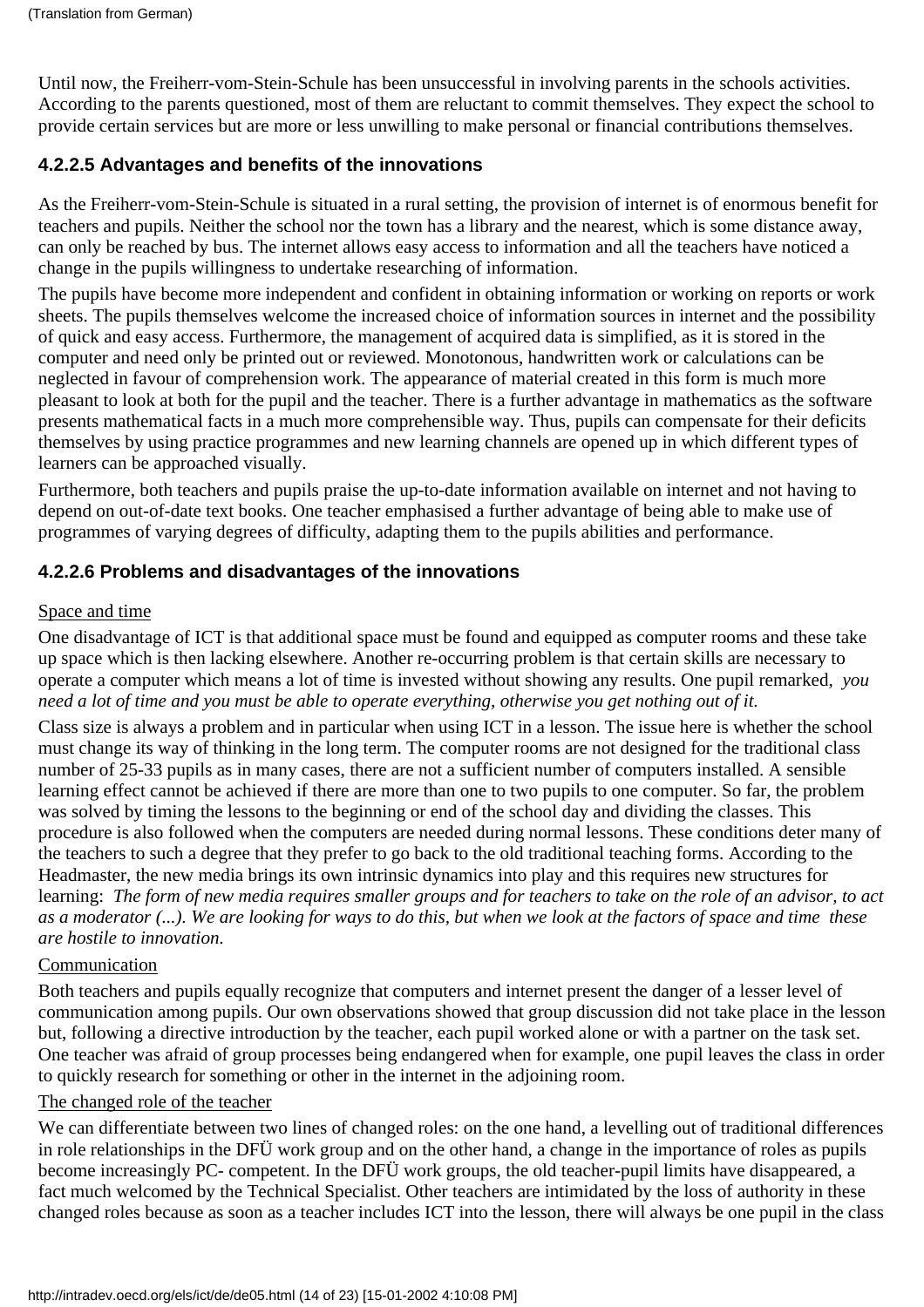Until now, the Freiherr-vom-Stein-Schule has been unsuccessful in involving parents in the schools activities. According to the parents questioned, most of them are reluctant to commit themselves. They expect the school to provide certain services but are more or less unwilling to make personal or financial contributions themselves.

### 4.2.2.5 Advantages and benefits of the innovations

As the Freiherr-vom-Stein-Schule is situated in a rural setting, the provision of internet is of enormous benefit for teachers and pupils. Neither the school nor the town has a library and the nearest, which is some distance away, can only be reached by bus. The internet allows easy access to information and all the teachers have noticed a change in the pupils willingness to undertake researching of information.

The pupils have become more independent and confident in obtaining information or working on reports or work sheets. The pupils themselves welcome the increased choice of information sources in internet and the possibility of quick and easy access. Furthermore, the management of acquired data is simplified, as it is stored in the computer and need only be printed out or reviewed. Monotonous, handwritten work or calculations can be neglected in favour of comprehension work. The appearance of material created in this form is much more pleasant to look at both for the pupil and the teacher. There is a further advantage in mathematics as the software presents mathematical facts in a much more comprehensible way. Thus, pupils can compensate for their deficits themselves by using practice programmes and new learning channels are opened up in which different types of learners can be approached visually.

Furthermore, both teachers and pupils praise the up-to-date information available on internet and not having to depend on out-of-date text books. One teacher emphasised a further advantage of being able to make use of programmes of varying degrees of difficulty, adapting them to the pupils abilities and performance.

### 4.2.2.6 Problems and disadvantages of the innovations

Space and time

One disadvantage of ICT is that additional space must be found and equipped as computer rooms and these take up space which is then lacking elsewhere. Another re-occurring problem is that certain skills are necessary to operate a computer which means a lot of time is invested without showing any results. One pupil remarked, *you need a lot of time and you must be able to operate everything, otherwise you get nothing out of it.*

Class size is always a problem and in particular when using ICT in a lesson. The issue here is whether the school must change its way of thinking in the long term. The computer rooms are not designed for the traditional class number of 25-33 pupils as in many cases, there are not a sufficient number of computers installed. A sensible learning effect cannot be achieved if there are more than one to two pupils to one computer. So far, the problem was solved by timing the lessons to the beginning or end of the school day and dividing the classes. This procedure is also followed when the computers are needed during normal lessons. These conditions deter many of the teachers to such a degree that they prefer to go back to the old traditional teaching forms. According to the Headmaster, the new media brings its own intrinsic dynamics into play and this requires new structures for learning: *The form of new media requires smaller groups and for teachers to take on the role of an advisor, to act as a moderator (...). We are looking for ways to do this, but when we look at the factors of space and time these are hostile to innovation.*

Communication

Both teachers and pupils equally recognize that computers and internet present the danger of a lesser level of communication among pupils. Our own observations showed that group discussion did not take place in the lesson but, following a directive introduction by the teacher, each pupil worked alone or with a partner on the task set. One teacher was afraid of group processes being endangered when for example, one pupil leaves the class in order to quickly research for something or other in the internet in the adjoining room.

The changed role of the teacher

We can differentiate between two lines of changed roles: on the one hand, a levelling out of traditional differences in role relationships in the DFÜ work group and on the other hand, a change in the importance of roles as pupils become increasingly PC- competent. In the DFÜ work groups, the old teacher-pupil limits have disappeared, a fact much welcomed by the Technical Specialist. Other teachers are intimidated by the loss of authority in these changed roles because as soon as a teacher includes ICT into the lesson, there will always be one pupil in the class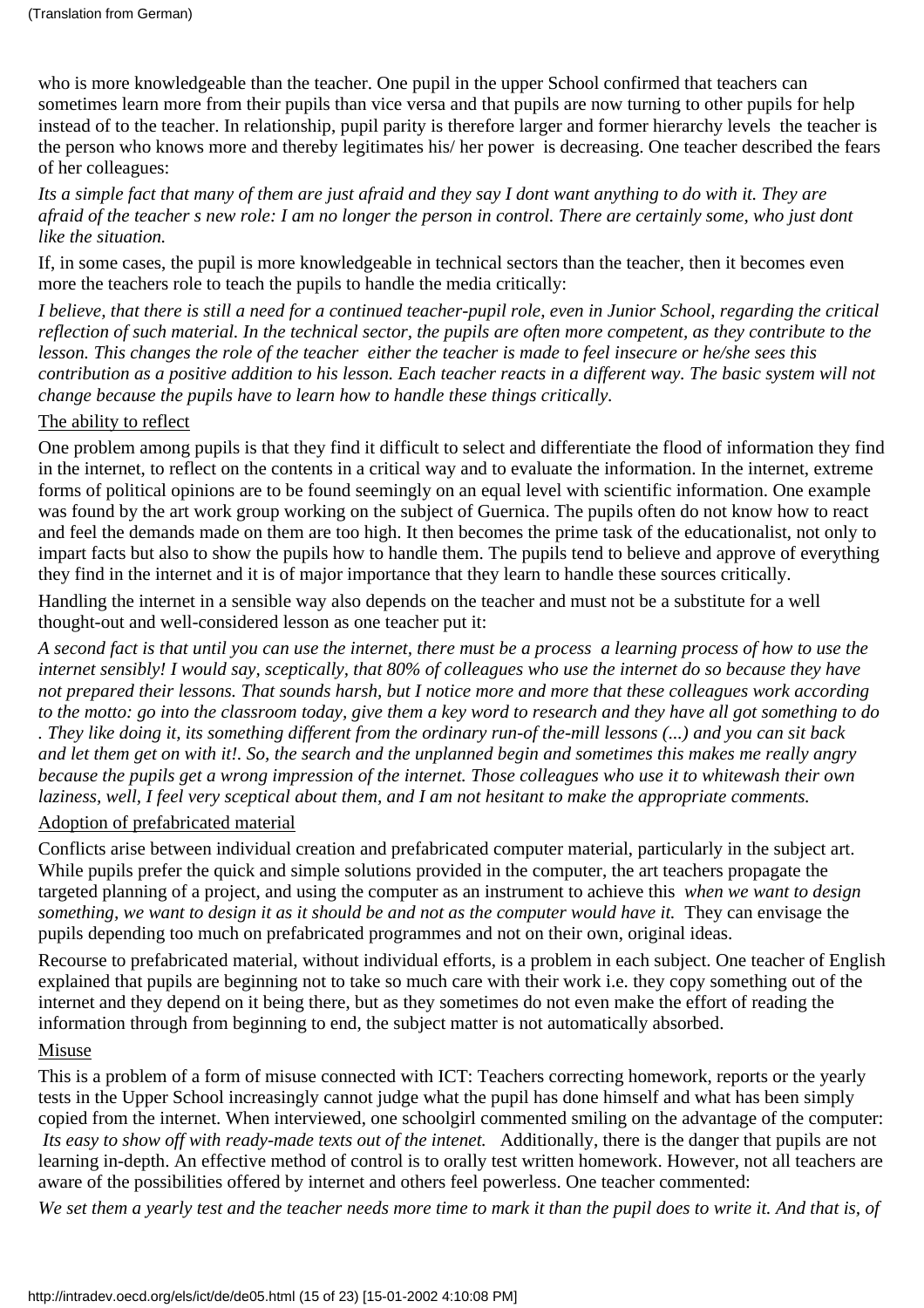who is more knowledgeable than the teacher. One pupil in the upper School confirmed that teachers can sometimes learn more from their pupils than vice versa and that pupils are now turning to other pupils for help instead of to the teacher. In relationship, pupil parity is therefore larger and former hierarchy levels the teacher is the person who knows more and thereby legitimates his/ her power is decreasing. One teacher described the fears of her colleagues:

*Its a simple fact that many of them are just afraid and they say I dont want anything to do with it. They are afraid of the teacher s new role: I am no longer the person in control. There are certainly some, who just dont like the situation.*

If, in some cases, the pupil is more knowledgeable in technical sectors than the teacher, then it becomes even more the teachers role to teach the pupils to handle the media critically:

*I believe, that there is still a need for a continued teacher-pupil role, even in Junior School, regarding the critical reflection of such material. In the technical sector, the pupils are often more competent, as they contribute to the lesson. This changes the role of the teacher either the teacher is made to feel insecure or he/she sees this contribution as a positive addition to his lesson. Each teacher reacts in a different way. The basic system will not change because the pupils have to learn how to handle these things critically.*

The ability to reflect

One problem among pupils is that they find it difficult to select and differentiate the flood of information they find in the internet, to reflect on the contents in a critical way and to evaluate the information. In the internet, extreme forms of political opinions are to be found seemingly on an equal level with scientific information. One example was found by the art work group working on the subject of Guernica. The pupils often do not know how to react and feel the demands made on them are too high. It then becomes the prime task of the educationalist, not only to impart facts but also to show the pupils how to handle them. The pupils tend to believe and approve of everything they find in the internet and it is of major importance that they learn to handle these sources critically.

Handling the internet in a sensible way also depends on the teacher and must not be a substitute for a well thought-out and well-considered lesson as one teacher put it:

*A second fact is that until you can use the internet, there must be a process a learning process of how to use the internet sensibly! I would say, sceptically, that 80% of colleagues who use the internet do so because they have not prepared their lessons. That sounds harsh, but I notice more and more that these colleagues work according to the motto: go into the classroom today, give them a key word to research and they have all got something to do . They like doing it, its something different from the ordinary run-of the-mill lessons (...) and you can sit back and let them get on with it!. So, the search and the unplanned begin and sometimes this makes me really angry because the pupils get a wrong impression of the internet. Those colleagues who use it to whitewash their own laziness, well, I feel very sceptical about them, and I am not hesitant to make the appropriate comments.*

Adoption of prefabricated material

Conflicts arise between individual creation and prefabricated computer material, particularly in the subject art. While pupils prefer the quick and simple solutions provided in the computer, the art teachers propagate the targeted planning of a project, and using the computer as an instrument to achieve this *when we want to design something, we want to design it as it should be and not as the computer would have it.* They can envisage the pupils depending too much on prefabricated programmes and not on their own, original ideas.

Recourse to prefabricated material, without individual efforts, is a problem in each subject. One teacher of English explained that pupils are beginning not to take so much care with their work i.e. they copy something out of the internet and they depend on it being there, but as they sometimes do not even make the effort of reading the information through from beginning to end, the subject matter is not automatically absorbed.

Misuse

This is a problem of a form of misuse connected with ICT: Teachers correcting homework, reports or the yearly tests in the Upper School increasingly cannot judge what the pupil has done himself and what has been simply copied from the internet. When interviewed, one schoolgirl commented smiling on the advantage of the computer: *Its easy to show off with ready-made texts out of the intenet.* Additionally, there is the danger that pupils are not learning in-depth. An effective method of control is to orally test written homework. However, not all teachers are aware of the possibilities offered by internet and others feel powerless. One teacher commented:

*We set them a yearly test and the teacher needs more time to mark it than the pupil does to write it. And that is, of*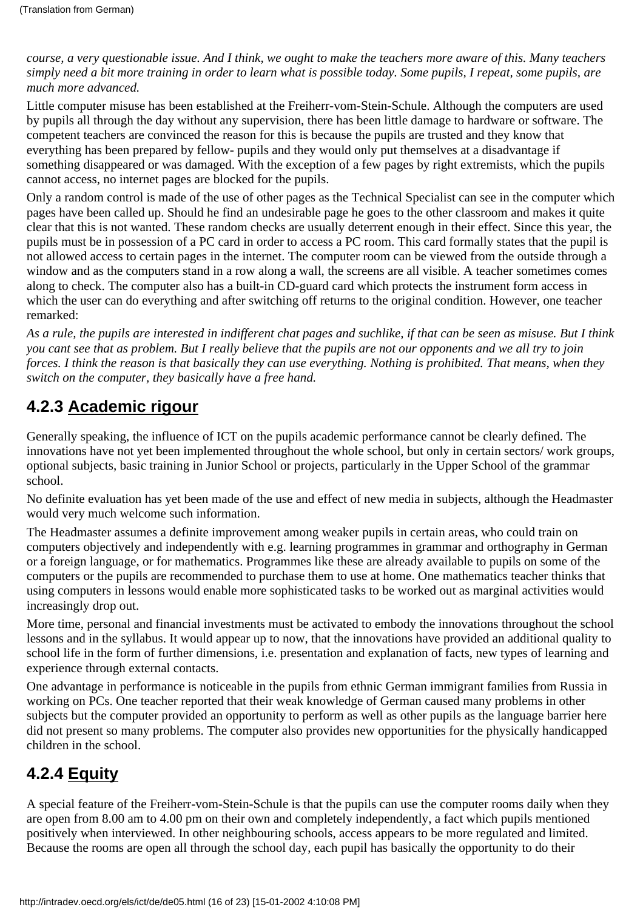*course, a very questionable issue. And I think, we ought to make the teachers more aware of this. Many teachers simply need a bit more training in order to learn what is possible today. Some pupils, I repeat, some pupils, are much more advanced.*

Little computer misuse has been established at the Freiherr-vom-Stein-Schule. Although the computers are used by pupils all through the day without any supervision, there has been little damage to hardware or software. The competent teachers are convinced the reason for this is because the pupils are trusted and they know that everything has been prepared by fellow- pupils and they would only put themselves at a disadvantage if something disappeared or was damaged. With the exception of a few pages by right extremists, which the pupils cannot access, no internet pages are blocked for the pupils.

Only a random control is made of the use of other pages as the Technical Specialist can see in the computer which pages have been called up. Should he find an undesirable page he goes to the other classroom and makes it quite clear that this is not wanted. These random checks are usually deterrent enough in their effect. Since this year, the pupils must be in possession of a PC card in order to access a PC room. This card formally states that the pupil is not allowed access to certain pages in the internet. The computer room can be viewed from the outside through a window and as the computers stand in a row along a wall, the screens are all visible. A teacher sometimes comes along to check. The computer also has a built-in CD-guard card which protects the instrument form access in which the user can do everything and after switching off returns to the original condition. However, one teacher remarked:

*As a rule, the pupils are interested in indifferent chat pages and suchlike, if that can be seen as misuse. But I think you cant see that as problem. But I really believe that the pupils are not our opponents and we all try to join forces. I think the reason is that basically they can use everything. Nothing is prohibited. That means, when they switch on the computer, they basically have a free hand.*

## 4.2.3 Academic rigour

Generally speaking, the influence of ICT on the pupils academic performance cannot be clearly defined. The innovations have not yet been implemented throughout the whole school, but only in certain sectors/ work groups, optional subjects, basic training in Junior School or projects, particularly in the Upper School of the grammar school.

No definite evaluation has yet been made of the use and effect of new media in subjects, although the Headmaster would very much welcome such information.

The Headmaster assumes a definite improvement among weaker pupils in certain areas, who could train on computers objectively and independently with e.g. learning programmes in grammar and orthography in German or a foreign language, or for mathematics. Programmes like these are already available to pupils on some of the computers or the pupils are recommended to purchase them to use at home. One mathematics teacher thinks that using computers in lessons would enable more sophisticated tasks to be worked out as marginal activities would increasingly drop out.

More time, personal and financial investments must be activated to embody the innovations throughout the school lessons and in the syllabus. It would appear up to now, that the innovations have provided an additional quality to school life in the form of further dimensions, i.e. presentation and explanation of facts, new types of learning and experience through external contacts.

One advantage in performance is noticeable in the pupils from ethnic German immigrant families from Russia in working on PCs. One teacher reported that their weak knowledge of German caused many problems in other subjects but the computer provided an opportunity to perform as well as other pupils as the language barrier here did not present so many problems. The computer also provides new opportunities for the physically handicapped children in the school.

## 4.2.4 Equity

A special feature of the Freiherr-vom-Stein-Schule is that the pupils can use the computer rooms daily when they are open from 8.00 am to 4.00 pm on their own and completely independently, a fact which pupils mentioned positively when interviewed. In other neighbouring schools, access appears to be more regulated and limited. Because the rooms are open all through the school day, each pupil has basically the opportunity to do their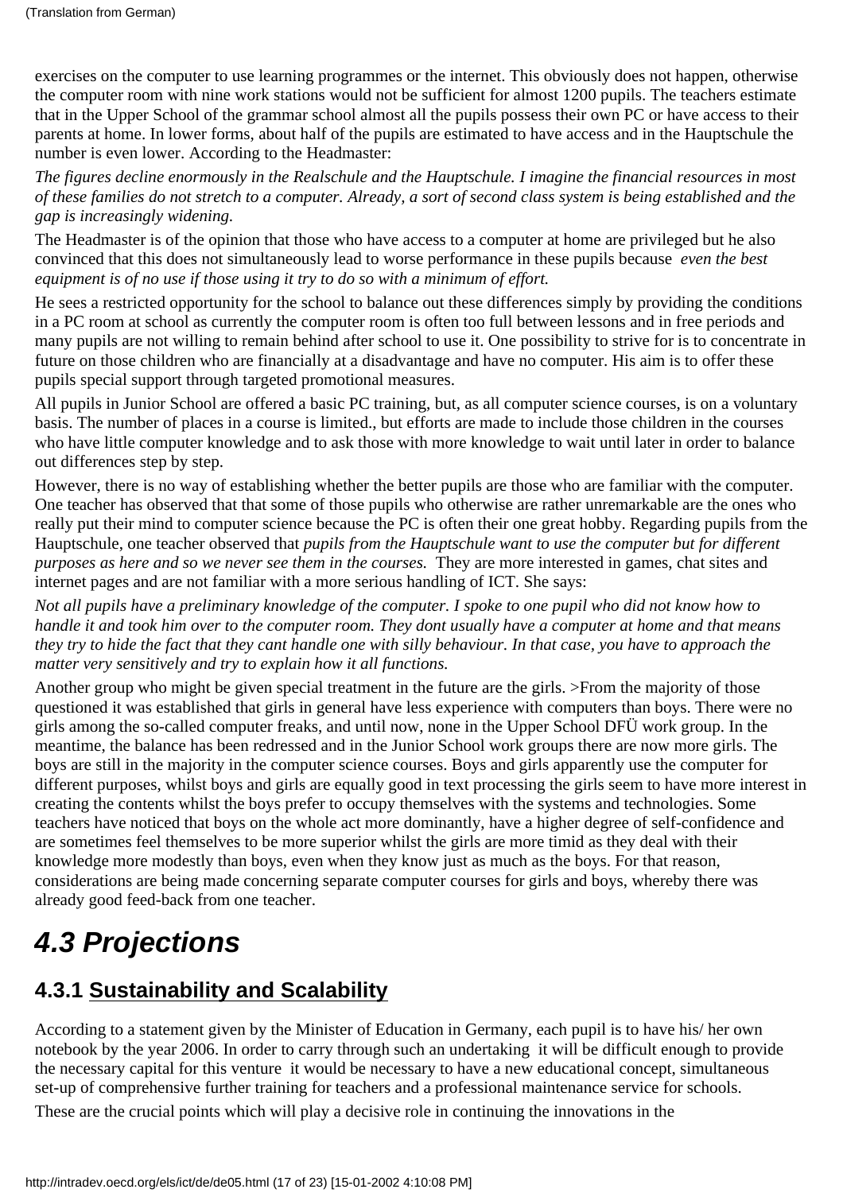exercises on the computer to use learning programmes or the internet. This obviously does not happen, otherwise the computer room with nine work stations would not be sufficient for almost 1200 pupils. The teachers estimate that in the Upper School of the grammar school almost all the pupils possess their own PC or have access to their parents at home. In lower forms, about half of the pupils are estimated to have access and in the Hauptschule the number is even lower. According to the Headmaster:

*The figures decline enormously in the Realschule and the Hauptschule. I imagine the financial resources in most of these families do not stretch to a computer. Already, a sort of second class system is being established and the gap is increasingly widening.*

The Headmaster is of the opinion that those who have access to a computer at home are privileged but he also convinced that this does not simultaneously lead to worse performance in these pupils because *even the best equipment is of no use if those using it try to do so with a minimum of effort.*

He sees a restricted opportunity for the school to balance out these differences simply by providing the conditions in a PC room at school as currently the computer room is often too full between lessons and in free periods and many pupils are not willing to remain behind after school to use it. One possibility to strive for is to concentrate in future on those children who are financially at a disadvantage and have no computer. His aim is to offer these pupils special support through targeted promotional measures.

All pupils in Junior School are offered a basic PC training, but, as all computer science courses, is on a voluntary basis. The number of places in a course is limited., but efforts are made to include those children in the courses who have little computer knowledge and to ask those with more knowledge to wait until later in order to balance out differences step by step.

However, there is no way of establishing whether the better pupils are those who are familiar with the computer. One teacher has observed that that some of those pupils who otherwise are rather unremarkable are the ones who really put their mind to computer science because the PC is often their one great hobby. Regarding pupils from the Hauptschule, one teacher observed that *pupils from the Hauptschule want to use the computer but for different purposes as here and so we never see them in the courses.* They are more interested in games, chat sites and internet pages and are not familiar with a more serious handling of ICT. She says:

*Not all pupils have a preliminary knowledge of the computer. I spoke to one pupil who did not know how to handle it and took him over to the computer room. They dont usually have a computer at home and that means they try to hide the fact that they cant handle one with silly behaviour. In that case, you have to approach the matter very sensitively and try to explain how it all functions.*

Another group who might be given special treatment in the future are the girls. >From the majority of those questioned it was established that girls in general have less experience with computers than boys. There were no girls among the so-called computer freaks, and until now, none in the Upper School DFÜ work group. In the meantime, the balance has been redressed and in the Junior School work groups there are now more girls. The boys are still in the majority in the computer science courses. Boys and girls apparently use the computer for different purposes, whilst boys and girls are equally good in text processing the girls seem to have more interest in creating the contents whilst the boys prefer to occupy themselves with the systems and technologies. Some teachers have noticed that boys on the whole act more dominantly, have a higher degree of self-confidence and are sometimes feel themselves to be more superior whilst the girls are more timid as they deal with their knowledge more modestly than boys, even when they know just as much as the boys. For that reason, considerations are being made concerning separate computer courses for girls and boys, whereby there was already good feed-back from one teacher.

## 4.3 Projections

### 4.3.1 Sustainability and Scalability

According to a statement given by the Minister of Education in Germany, each pupil is to have his/ her own notebook by the year 2006. In order to carry through such an undertaking it will be difficult enough to provide the necessary capital for this venture it would be necessary to have a new educational concept, simultaneous set-up of comprehensive further training for teachers and a professional maintenance service for schools.

These are the crucial points which will play a decisive role in continuing the innovations in the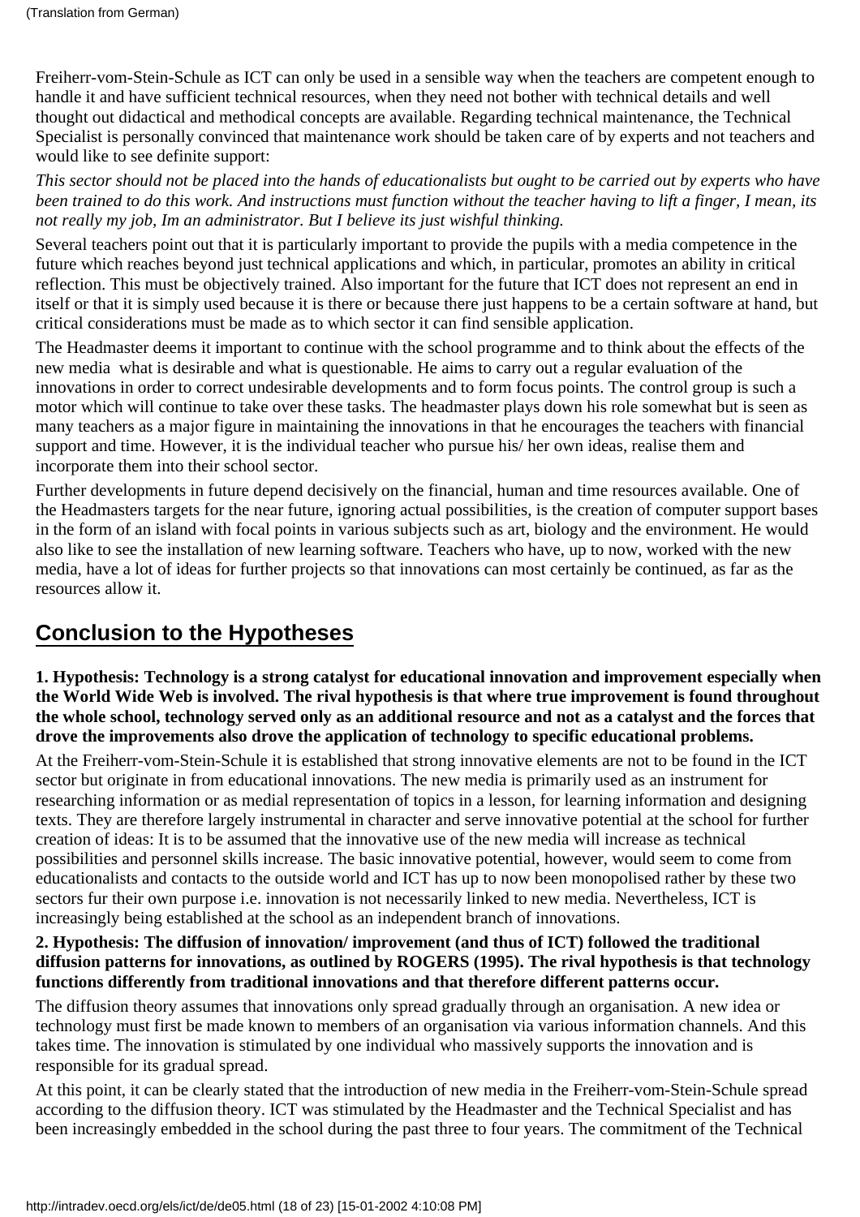Freiherr-vom-Stein-Schule as ICT can only be used in a sensible way when the teachers are competent enough to handle it and have sufficient technical resources, when they need not bother with technical details and well thought out didactical and methodical concepts are available. Regarding technical maintenance, the Technical Specialist is personally convinced that maintenance work should be taken care of by experts and not teachers and would like to see definite support:

*This sector should not be placed into the hands of educationalists but ought to be carried out by experts who have been trained to do this work. And instructions must function without the teacher having to lift a finger, I mean, its not really my job, Im an administrator. But I believe its just wishful thinking.*

Several teachers point out that it is particularly important to provide the pupils with a media competence in the future which reaches beyond just technical applications and which, in particular, promotes an ability in critical reflection. This must be objectively trained. Also important for the future that ICT does not represent an end in itself or that it is simply used because it is there or because there just happens to be a certain software at hand, but critical considerations must be made as to which sector it can find sensible application.

The Headmaster deems it important to continue with the school programme and to think about the effects of the new media  what is desirable and what is questionable. He aims to carry out a regular evaluation of the innovations in order to correct undesirable developments and to form focus points. The control group is such a motor which will continue to take over these tasks. The headmaster plays down his role somewhat but is seen as many teachers as a major figure in maintaining the innovations in that he encourages the teachers with financial support and time. However, it is the individual teacher who pursue his/ her own ideas, realise them and incorporate them into their school sector.

Further developments in future depend decisively on the financial, human and time resources available. One of the Headmasters targets for the near future, ignoring actual possibilities, is the creation of computer support bases in the form of an island with focal points in various subjects such as art, biology and the environment. He would also like to see the installation of new learning software. Teachers who have, up to now, worked with the new media, have a lot of ideas for further projects so that innovations can most certainly be continued, as far as the resources allow it.

## Conclusion to the Hypotheses

**1. Hypothesis: Technology is a strong catalyst for educational innovation and improvement especially when the World Wide Web is involved. The rival hypothesis is that where true improvement is found throughout the whole school, technology served only as an additional resource and not as a catalyst and the forces that drove the improvements also drove the application of technology to specific educational problems.**

At the Freiherr-vom-Stein-Schule it is established that strong innovative elements are not to be found in the ICT sector but originate in from educational innovations. The new media is primarily used as an instrument for researching information or as medial representation of topics in a lesson, for learning information and designing texts. They are therefore largely instrumental in character and serve innovative potential at the school for further creation of ideas: It is to be assumed that the innovative use of the new media will increase as technical possibilities and personnel skills increase. The basic innovative potential, however, would seem to come from educationalists and contacts to the outside world and ICT has up to now been monopolised rather by these two sectors fur their own purpose i.e. innovation is not necessarily linked to new media. Nevertheless, ICT is increasingly being established at the school as an independent branch of innovations.

**2. Hypothesis: The diffusion of innovation/ improvement (and thus of ICT) followed the traditional diffusion patterns for innovations, as outlined by ROGERS (1995). The rival hypothesis is that technology functions differently from traditional innovations and that therefore different patterns occur.**

The diffusion theory assumes that innovations only spread gradually through an organisation. A new idea or technology must first be made known to members of an organisation via various information channels. And this takes time. The innovation is stimulated by one individual who massively supports the innovation and is responsible for its gradual spread.

At this point, it can be clearly stated that the introduction of new media in the Freiherr-vom-Stein-Schule spread according to the diffusion theory. ICT was stimulated by the Headmaster and the Technical Specialist and has been increasingly embedded in the school during the past three to four years. The commitment of the Technical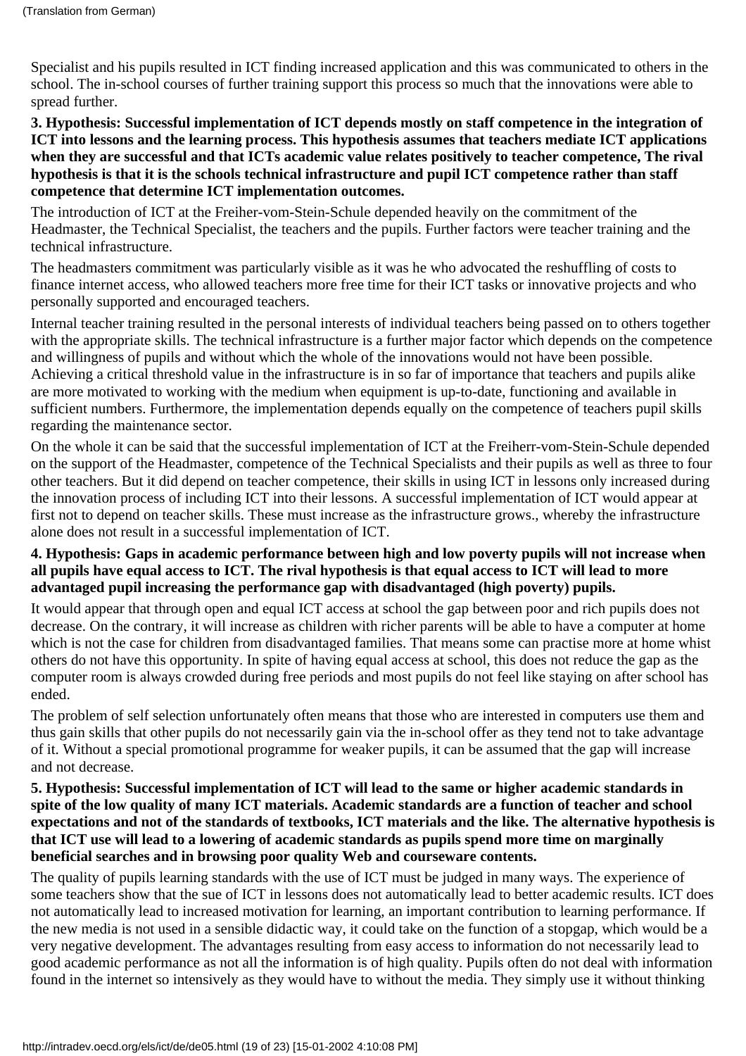Specialist and his pupils resulted in ICT finding increased application and this was communicated to others in the school. The in-school courses of further training support this process so much that the innovations were able to spread further.

**3. Hypothesis: Successful implementation of ICT depends mostly on staff competence in the integration of ICT into lessons and the learning process. This hypothesis assumes that teachers mediate ICT applications when they are successful and that ICTs academic value relates positively to teacher competence, The rival hypothesis is that it is the schools technical infrastructure and pupil ICT competence rather than staff competence that determine ICT implementation outcomes.**

The introduction of ICT at the Freiher-vom-Stein-Schule depended heavily on the commitment of the Headmaster, the Technical Specialist, the teachers and the pupils. Further factors were teacher training and the technical infrastructure.

The headmasters commitment was particularly visible as it was he who advocated the reshuffling of costs to finance internet access, who allowed teachers more free time for their ICT tasks or innovative projects and who personally supported and encouraged teachers.

Internal teacher training resulted in the personal interests of individual teachers being passed on to others together with the appropriate skills. The technical infrastructure is a further major factor which depends on the competence and willingness of pupils and without which the whole of the innovations would not have been possible. Achieving a critical threshold value in the infrastructure is in so far of importance that teachers and pupils alike are more motivated to working with the medium when equipment is up-to-date, functioning and available in sufficient numbers. Furthermore, the implementation depends equally on the competence of teachers pupil skills regarding the maintenance sector.

On the whole it can be said that the successful implementation of ICT at the Freiherr-vom-Stein-Schule depended on the support of the Headmaster, competence of the Technical Specialists and their pupils as well as three to four other teachers. But it did depend on teacher competence, their skills in using ICT in lessons only increased during the innovation process of including ICT into their lessons. A successful implementation of ICT would appear at first not to depend on teacher skills. These must increase as the infrastructure grows., whereby the infrastructure alone does not result in a successful implementation of ICT.

**4. Hypothesis: Gaps in academic performance between high and low poverty pupils will not increase when all pupils have equal access to ICT. The rival hypothesis is that equal access to ICT will lead to more advantaged pupil increasing the performance gap with disadvantaged (high poverty) pupils.**

It would appear that through open and equal ICT access at school the gap between poor and rich pupils does not decrease. On the contrary, it will increase as children with richer parents will be able to have a computer at home which is not the case for children from disadvantaged families. That means some can practise more at home whist others do not have this opportunity. In spite of having equal access at school, this does not reduce the gap as the computer room is always crowded during free periods and most pupils do not feel like staying on after school has ended.

The problem of self selection unfortunately often means that those who are interested in computers use them and thus gain skills that other pupils do not necessarily gain via the in-school offer as they tend not to take advantage of it. Without a special promotional programme for weaker pupils, it can be assumed that the gap will increase and not decrease.

**5. Hypothesis: Successful implementation of ICT will lead to the same or higher academic standards in spite of the low quality of many ICT materials. Academic standards are a function of teacher and school expectations and not of the standards of textbooks, ICT materials and the like. The alternative hypothesis is that ICT use will lead to a lowering of academic standards as pupils spend more time on marginally beneficial searches and in browsing poor quality Web and courseware contents.**

The quality of pupils learning standards with the use of ICT must be judged in many ways. The experience of some teachers show that the sue of ICT in lessons does not automatically lead to better academic results. ICT does not automatically lead to increased motivation for learning, an important contribution to learning performance. If the new media is not used in a sensible didactic way, it could take on the function of a stopgap, which would be a very negative development. The advantages resulting from easy access to information do not necessarily lead to good academic performance as not all the information is of high quality. Pupils often do not deal with information found in the internet so intensively as they would have to without the media. They simply use it without thinking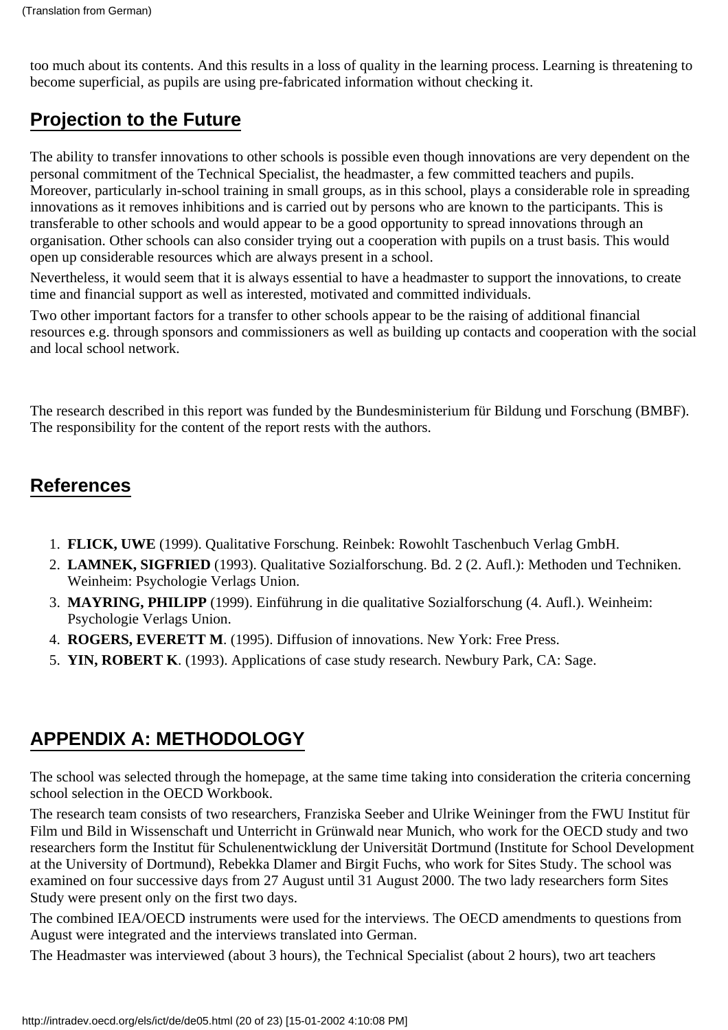too much about its contents. And this results in a loss of quality in the learning process. Learning is threatening to become superficial, as pupils are using pre-fabricated information without checking it.

## Projection to the Future

The ability to transfer innovations to other schools is possible even though innovations are very dependent on the personal commitment of the Technical Specialist, the headmaster, a few committed teachers and pupils. Moreover, particularly in-school training in small groups, as in this school, plays a considerable role in spreading innovations as it removes inhibitions and is carried out by persons who are known to the participants. This is transferable to other schools and would appear to be a good opportunity to spread innovations through an organisation. Other schools can also consider trying out a cooperation with pupils on a trust basis. This would open up considerable resources which are always present in a school.

Nevertheless, it would seem that it is always essential to have a headmaster to support the innovations, to create time and financial support as well as interested, motivated and committed individuals.

Two other important factors for a transfer to other schools appear to be the raising of additional financial resources e.g. through sponsors and commissioners as well as building up contacts and cooperation with the social and local school network.

The research described in this report was funded by the Bundesministerium für Bildung und Forschung (BMBF). The responsibility for the content of the report rests with the authors.

## References

1. **FLICK, UWE** (1999). Qualitative Forschung. Reinbek: Rowohlt Taschenbuch Verlag GmbH.
2. **LAMNEK, SIGFRIED** (1993). Qualitative Sozialforschung. Bd. 2 (2. Aufl.): Methoden und Techniken. Weinheim: Psychologie Verlags Union.
3. **MAYRING, PHILIPP** (1999). Einführung in die qualitative Sozialforschung (4. Aufl.). Weinheim: Psychologie Verlags Union.
4. **ROGERS, EVERETT M**. (1995). Diffusion of innovations. New York: Free Press.
5. **YIN, ROBERT K**. (1993). Applications of case study research. Newbury Park, CA: Sage.

## APPENDIX A: METHODOLOGY

The school was selected through the homepage, at the same time taking into consideration the criteria concerning school selection in the OECD Workbook.

The research team consists of two researchers, Franziska Seeber and Ulrike Weininger from the FWU Institut für Film und Bild in Wissenschaft und Unterricht in Grünwald near Munich, who work for the OECD study and two researchers form the Institut für Schulenentwicklung der Universität Dortmund (Institute for School Development at the University of Dortmund), Rebekka Dlamer and Birgit Fuchs, who work for Sites Study. The school was examined on four successive days from 27 August until 31 August 2000. The two lady researchers form Sites Study were present only on the first two days.

The combined IEA/OECD instruments were used for the interviews. The OECD amendments to questions from August were integrated and the interviews translated into German.

The Headmaster was interviewed (about 3 hours), the Technical Specialist (about 2 hours), two art teachers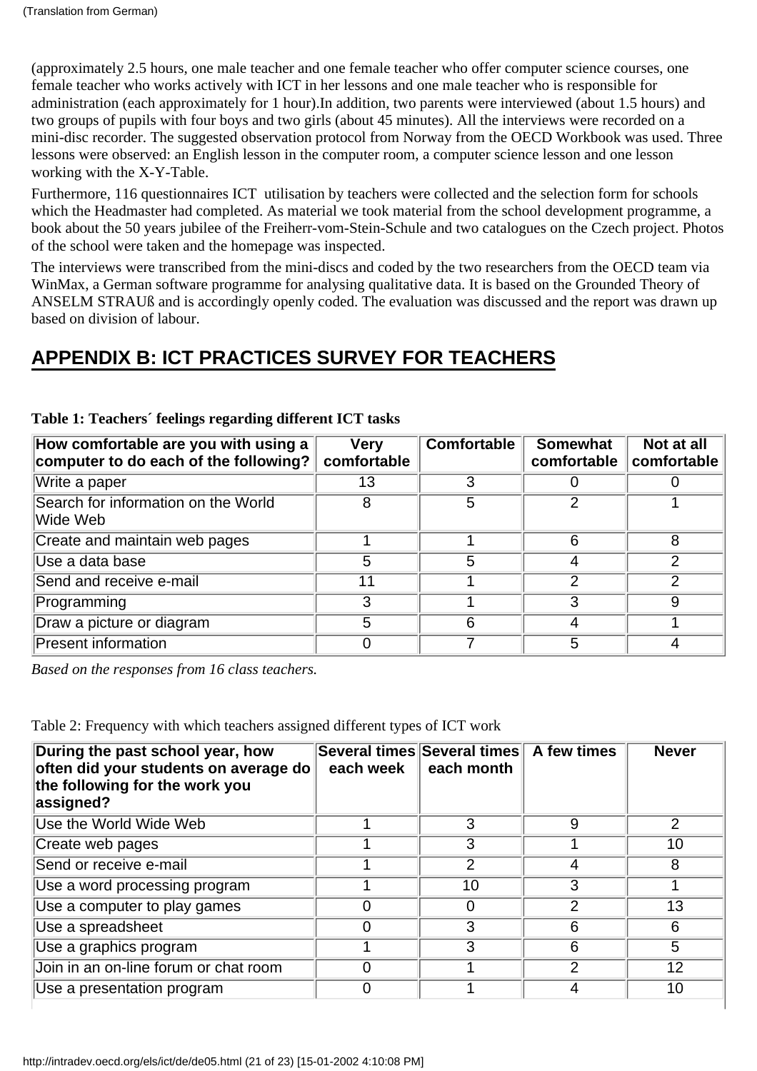(Translation from German)

(approximately 2.5 hours, one male teacher and one female teacher who offer computer science courses, one female teacher who works actively with ICT in her lessons and one male teacher who is responsible for administration (each approximately for 1 hour).In addition, two parents were interviewed (about 1.5 hours) and two groups of pupils with four boys and two girls (about 45 minutes). All the interviews were recorded on a mini-disc recorder. The suggested observation protocol from Norway from the OECD Workbook was used. Three lessons were observed: an English lesson in the computer room, a computer science lesson and one lesson working with the X-Y-Table.

Furthermore, 116 questionnaires ICT utilisation by teachers were collected and the selection form for schools which the Headmaster had completed. As material we took material from the school development programme, a book about the 50 years jubilee of the Freiherr-vom-Stein-Schule and two catalogues on the Czech project. Photos of the school were taken and the homepage was inspected.

The interviews were transcribed from the mini-discs and coded by the two researchers from the OECD team via WinMax, a German software programme for analysing qualitative data. It is based on the Grounded Theory of ANSELM STRAUß and is accordingly openly coded. The evaluation was discussed and the report was drawn up based on division of labour.

## APPENDIX B: ICT PRACTICES SURVEY FOR TEACHERS

**Table 1: Teachers´ feelings regarding different ICT tasks**

| How comfortable are you with using a computer to do each of the following? | Very comfortable | Comfortable | Somewhat comfortable | Not at all comfortable |
|---|---|---|---|---|
| Write a paper | 13 | 3 | 0 | 0 |
| Search for information on the World Wide Web | 8 | 5 | 2 | 1 |
| Create and maintain web pages | 1 | 1 | 6 | 8 |
| Use a data base | 5 | 5 | 4 | 2 |
| Send and receive e-mail | 11 | 1 | 2 | 2 |
| Programming | 3 | 1 | 3 | 9 |
| Draw a picture or diagram | 5 | 6 | 4 | 1 |
| Present information | 0 | 7 | 5 | 4 |

*Based on the responses from 16 class teachers.*

Table 2: Frequency with which teachers assigned different types of ICT work

| During the past school year, how often did your students on average do the following for the work you assigned? | Several times each week | Several times each month | A few times | Never |
|---|---|---|---|---|
| Use the World Wide Web | 1 | 3 | 9 | 2 |
| Create web pages | 1 | 3 | 1 | 10 |
| Send or receive e-mail | 1 | 2 | 4 | 8 |
| Use a word processing program | 1 | 10 | 3 | 1 |
| Use a computer to play games | 0 | 0 | 2 | 13 |
| Use a spreadsheet | 0 | 3 | 6 | 6 |
| Use a graphics program | 1 | 3 | 6 | 5 |
| Join in an on-line forum or chat room | 0 | 1 | 2 | 12 |
| Use a presentation program | 0 | 1 | 4 | 10 |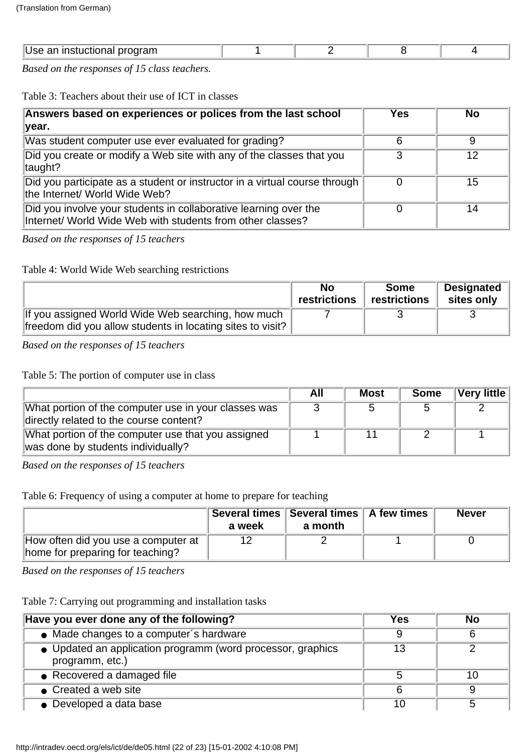(Translation from German)

| Use an instuctional program | 1 | 2 | 8 | 4 |
|---|---|---|---|---|

*Based on the responses of 15 class teachers.*

Table 3: Teachers about their use of ICT in classes

| Answers based on experiences or polices from the last school year. | Yes | No |
|---|---|---|
| Was student computer use ever evaluated for grading? | 6 | 9 |
| Did you create or modify a Web site with any of the classes that you taught? | 3 | 12 |
| Did you participate as a student or instructor in a virtual course through the Internet/ World Wide Web? | 0 | 15 |
| Did you involve your students in collaborative learning over the Internet/ World Wide Web with students from other classes? | 0 | 14 |

*Based on the responses of 15 teachers*

Table 4: World Wide Web searching restrictions

| | No restrictions | Some restrictions | Designated sites only |
|---|---|---|---|
| If you assigned World Wide Web searching, how much freedom did you allow students in locating sites to visit? | 7 | 3 | 3 |

*Based on the responses of 15 teachers*

Table 5: The portion of computer use in class

| | All | Most | Some | Very little |
|---|---|---|---|---|
| What portion of the computer use in your classes was directly related to the course content? | 3 | 5 | 5 | 2 |
| What portion of the computer use that you assigned was done by students individually? | 1 | 11 | 2 | 1 |

*Based on the responses of 15 teachers*

Table 6: Frequency of using a computer at home to prepare for teaching

| | Several times a week | Several times a month | A few times | Never |
|---|---|---|---|---|
| How often did you use a computer at home for preparing for teaching? | 12 | 2 | 1 | 0 |

*Based on the responses of 15 teachers*

Table 7: Carrying out programming and installation tasks

| Have you ever done any of the following? | Yes | No |
|---|---|---|
| • Made changes to a computer´s hardware | 9 | 6 |
| • Updated an application programm (word processor, graphics programm, etc.) | 13 | 2 |
| • Recovered a damaged file | 5 | 10 |
| • Created a web site | 6 | 9 |
| • Developed a data base | 10 | 5 |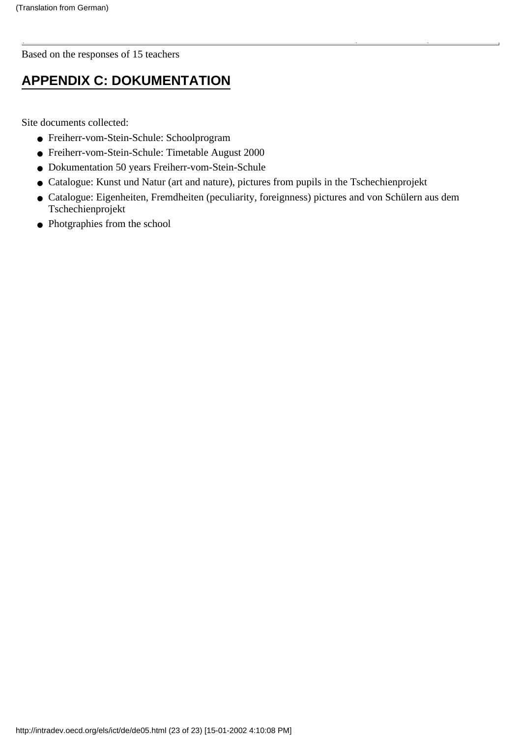Based on the responses of 15 teachers

## APPENDIX C: DOKUMENTATION

Site documents collected:

- Freiherr-vom-Stein-Schule: Schoolprogram
- Freiherr-vom-Stein-Schule: Timetable August 2000
- Dokumentation 50 years Freiherr-vom-Stein-Schule
- Catalogue: Kunst und Natur (art and nature), pictures from pupils in the Tschechienprojekt
- Catalogue: Eigenheiten, Fremdheiten (peculiarity, foreignness) pictures and von Schülern aus dem Tschechienprojekt
- Photgraphies from the school